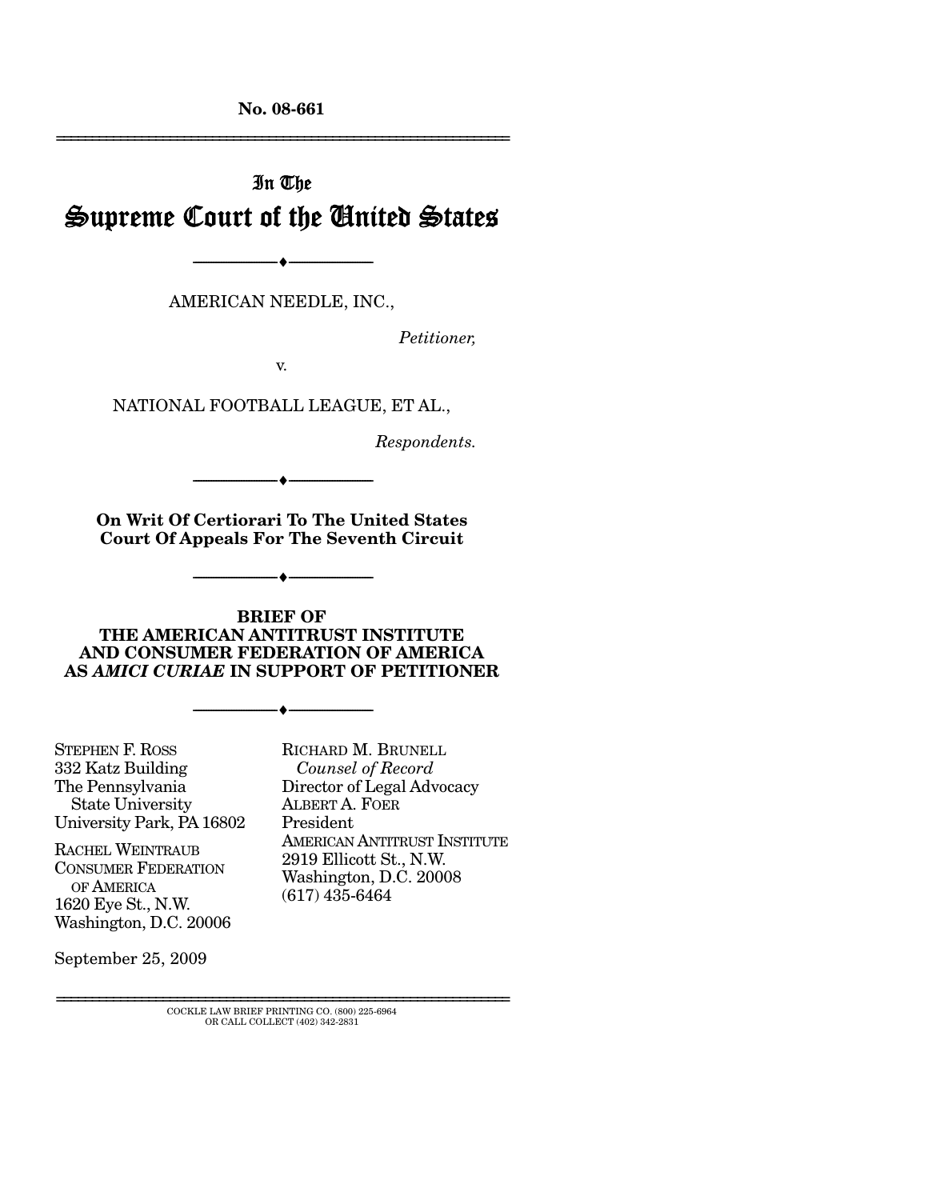No. 08-661

---

In The
# Supreme Court of the United States

---

AMERICAN NEEDLE, INC.,

*Petitioner,*

v.

NATIONAL FOOTBALL LEAGUE, ET AL.,

*Respondents.*

---

**On Writ Of Certiorari To The United States Court Of Appeals For The Seventh Circuit**

---

**BRIEF OF THE AMERICAN ANTITRUST INSTITUTE AND CONSUMER FEDERATION OF AMERICA AS *AMICI CURIAE* IN SUPPORT OF PETITIONER**

---

STEPHEN F. ROSS
332 Katz Building
The Pennsylvania State University
University Park, PA 16802

RACHEL WEINTRAUB
CONSUMER FEDERATION OF AMERICA
1620 Eye St., N.W.
Washington, D.C. 20006

RICHARD M. BRUNELL
*Counsel of Record*
Director of Legal Advocacy
ALBERT A. FOER
President
AMERICAN ANTITRUST INSTITUTE
2919 Ellicott St., N.W.
Washington, D.C. 20008
(617) 435-6464

September 25, 2009

---

COCKLE LAW BRIEF PRINTING CO. (800) 225-6964
OR CALL COLLECT (402) 342-2831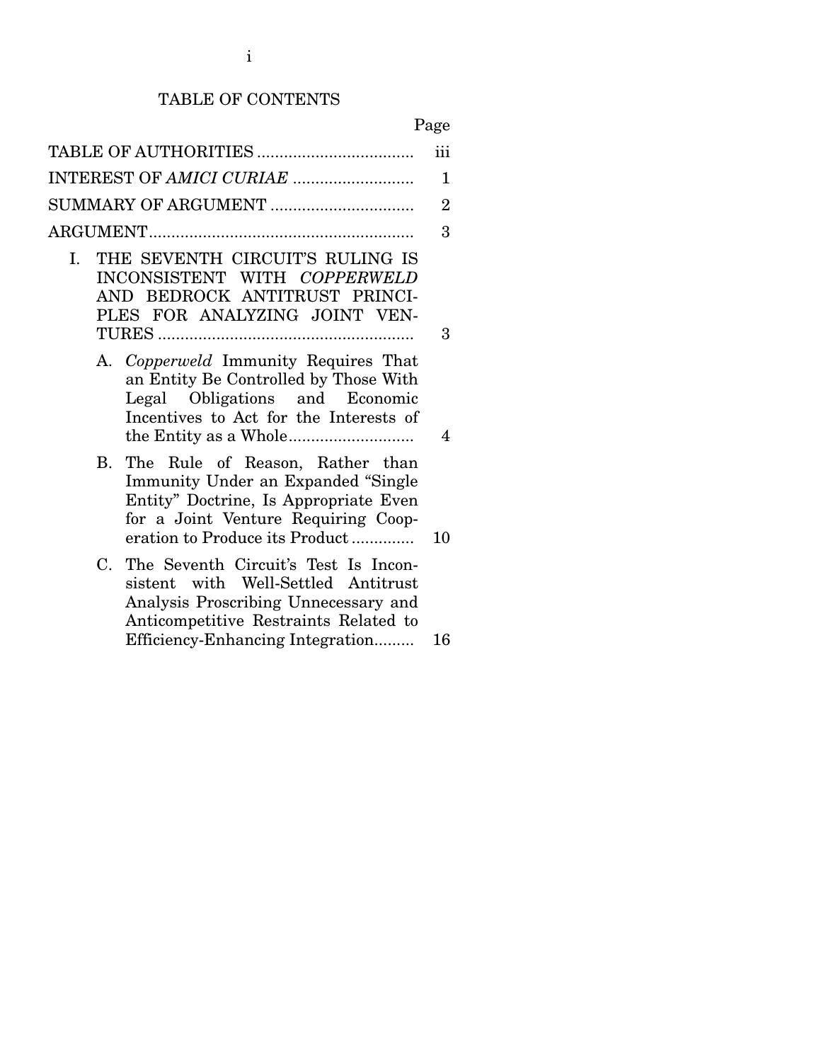# TABLE OF CONTENTS

| | Page |
|---|---|
| TABLE OF AUTHORITIES | iii |
| INTEREST OF *AMICI CURIAE* | 1 |
| SUMMARY OF ARGUMENT | 2 |
| ARGUMENT | 3 |
| I. THE SEVENTH CIRCUIT'S RULING IS INCONSISTENT WITH *COPPERWELD* AND BEDROCK ANTITRUST PRINCIPLES FOR ANALYZING JOINT VENTURES | 3 |
| A. *Copperweld* Immunity Requires That an Entity Be Controlled by Those With Legal Obligations and Economic Incentives to Act for the Interests of the Entity as a Whole | 4 |
| B. The Rule of Reason, Rather than Immunity Under an Expanded "Single Entity" Doctrine, Is Appropriate Even for a Joint Venture Requiring Cooperation to Produce its Product | 10 |
| C. The Seventh Circuit's Test Is Inconsistent with Well-Settled Antitrust Analysis Proscribing Unnecessary and Anticompetitive Restraints Related to Efficiency-Enhancing Integration | 16 |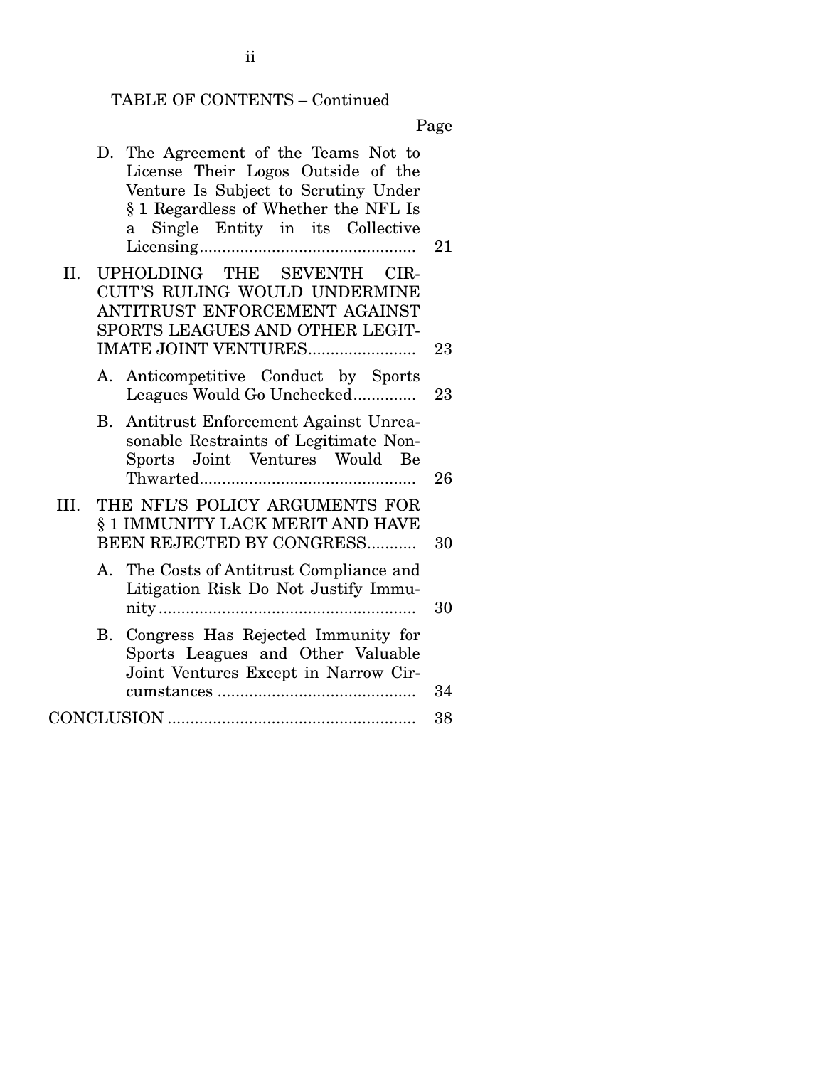TABLE OF CONTENTS – Continued

| | Page |
|---|---|
| D. The Agreement of the Teams Not to License Their Logos Outside of the Venture Is Subject to Scrutiny Under § 1 Regardless of Whether the NFL Is a Single Entity in its Collective Licensing | 21 |
| II. UPHOLDING THE SEVENTH CIRCUIT'S RULING WOULD UNDERMINE ANTITRUST ENFORCEMENT AGAINST SPORTS LEAGUES AND OTHER LEGITIMATE JOINT VENTURES | 23 |
| A. Anticompetitive Conduct by Sports Leagues Would Go Unchecked | 23 |
| B. Antitrust Enforcement Against Unreasonable Restraints of Legitimate Non-Sports Joint Ventures Would Be Thwarted | 26 |
| III. THE NFL'S POLICY ARGUMENTS FOR § 1 IMMUNITY LACK MERIT AND HAVE BEEN REJECTED BY CONGRESS | 30 |
| A. The Costs of Antitrust Compliance and Litigation Risk Do Not Justify Immunity | 30 |
| B. Congress Has Rejected Immunity for Sports Leagues and Other Valuable Joint Ventures Except in Narrow Circumstances | 34 |
| CONCLUSION | 38 |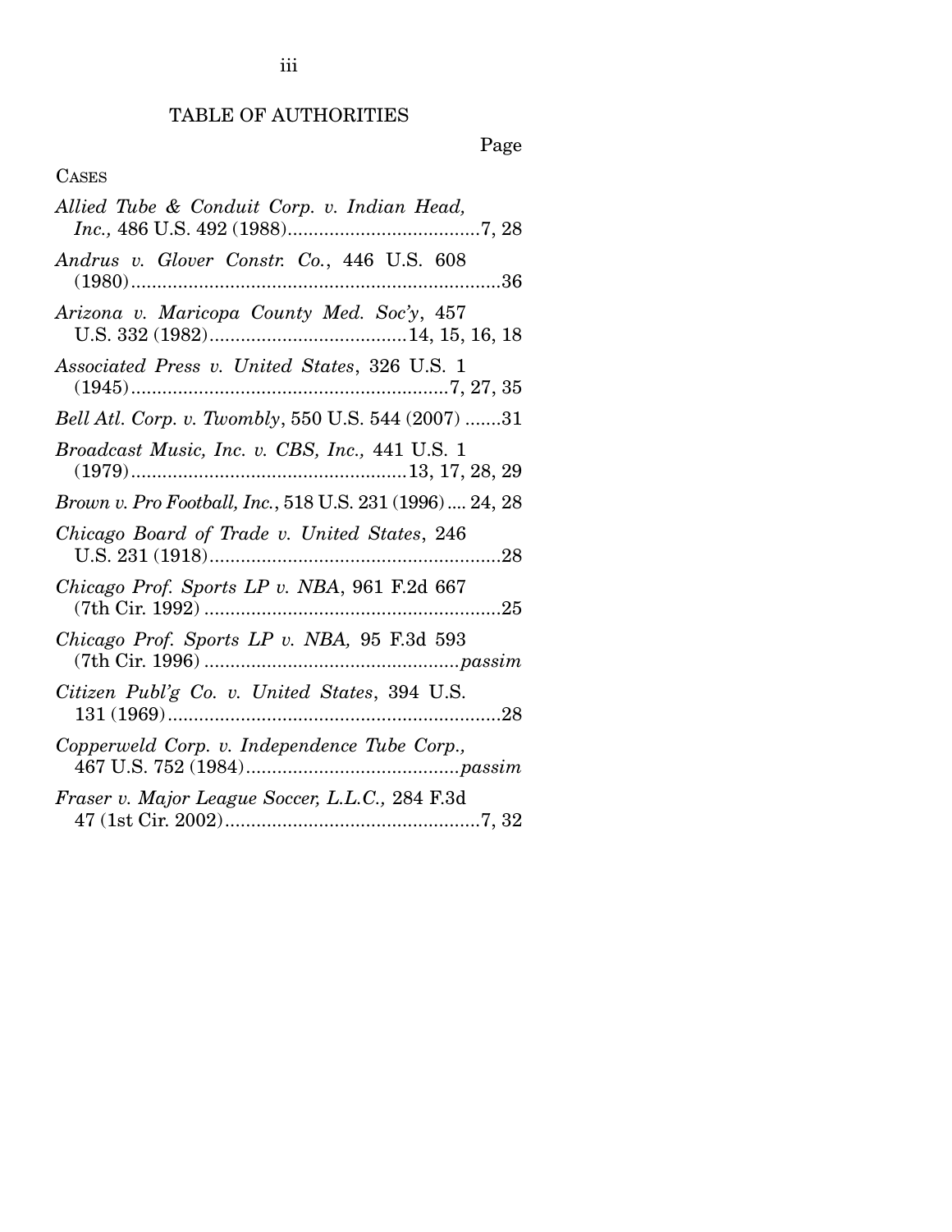# TABLE OF AUTHORITIES

Page

CASES

*Allied Tube & Conduit Corp. v. Indian Head, Inc.,* 486 U.S. 492 (1988)....................................7, 28

*Andrus v. Glover Constr. Co.*, 446 U.S. 608 (1980).......................................................................36

*Arizona v. Maricopa County Med. Soc'y*, 457 U.S. 332 (1982).....................................14, 15, 16, 18

*Associated Press v. United States*, 326 U.S. 1 (1945)............................................................7, 27, 35

*Bell Atl. Corp. v. Twombly*, 550 U.S. 544 (2007) .......31

*Broadcast Music, Inc. v. CBS, Inc.,* 441 U.S. 1 (1979)....................................................13, 17, 28, 29

*Brown v. Pro Football, Inc.*, 518 U.S. 231 (1996).... 24, 28

*Chicago Board of Trade v. United States*, 246 U.S. 231 (1918).......................................................28

*Chicago Prof. Sports LP v. NBA*, 961 F.2d 667 (7th Cir. 1992) .........................................................25

*Chicago Prof. Sports LP v. NBA,* 95 F.3d 593 (7th Cir. 1996) ................................................*passim*

*Citizen Publ'g Co. v. United States*, 394 U.S. 131 (1969)................................................................28

*Copperweld Corp. v. Independence Tube Corp.,* 467 U.S. 752 (1984)........................................*passim*

*Fraser v. Major League Soccer, L.L.C.,* 284 F.3d 47 (1st Cir. 2002).................................................7, 32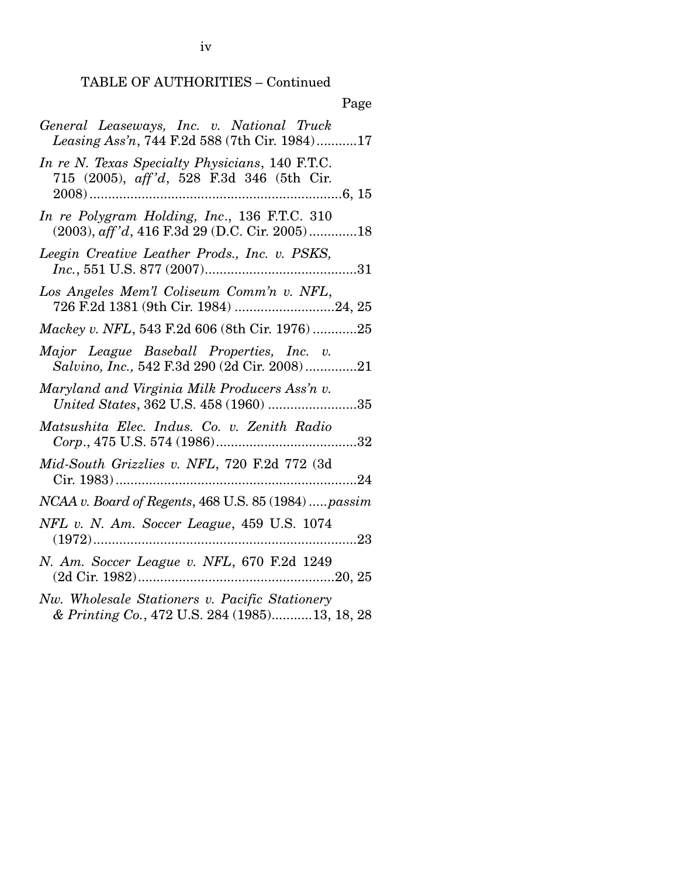TABLE OF AUTHORITIES – Continued

Page

*General Leaseways, Inc. v. National Truck Leasing Ass'n*, 744 F.2d 588 (7th Cir. 1984)...........17

*In re N. Texas Specialty Physicians*, 140 F.T.C. 715 (2005), *aff'd*, 528 F.3d 346 (5th Cir. 2008)....................................................................6, 15

*In re Polygram Holding, Inc.*, 136 F.T.C. 310 (2003), *aff'd*, 416 F.3d 29 (D.C. Cir. 2005).............18

*Leegin Creative Leather Prods., Inc. v. PSKS, Inc.*, 551 U.S. 877 (2007).........................................31

*Los Angeles Mem'l Coliseum Comm'n v. NFL*, 726 F.2d 1381 (9th Cir. 1984) ..........................24, 25

*Mackey v. NFL*, 543 F.2d 606 (8th Cir. 1976) ............25

*Major League Baseball Properties, Inc. v. Salvino, Inc.,* 542 F.3d 290 (2d Cir. 2008)..............21

*Maryland and Virginia Milk Producers Ass'n v. United States*, 362 U.S. 458 (1960) ........................35

*Matsushita Elec. Indus. Co. v. Zenith Radio Corp.*, 475 U.S. 574 (1986)......................................32

*Mid-South Grizzlies v. NFL*, 720 F.2d 772 (3d Cir. 1983).................................................................24

*NCAA v. Board of Regents*, 468 U.S. 85 (1984).....*passim*

*NFL v. N. Am. Soccer League*, 459 U.S. 1074 (1972).......................................................................23

*N. Am. Soccer League v. NFL*, 670 F.2d 1249 (2d Cir. 1982)....................................................20, 25

*Nw. Wholesale Stationers v. Pacific Stationery & Printing Co.*, 472 U.S. 284 (1985)...........13, 18, 28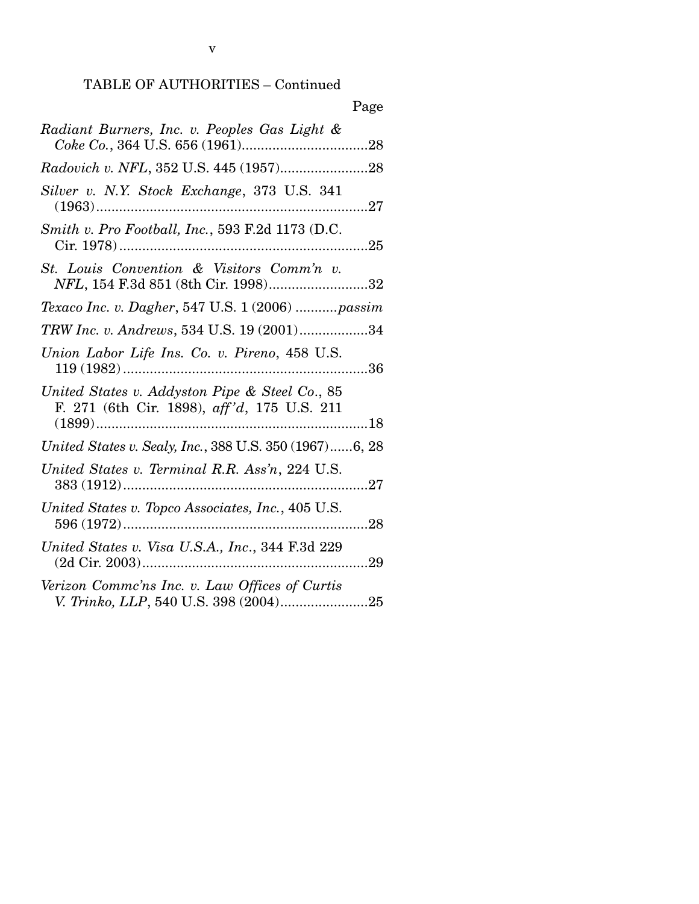TABLE OF AUTHORITIES – Continued

Page

*Radiant Burners, Inc. v. Peoples Gas Light & Coke Co.*, 364 U.S. 656 (1961)....................................28

*Radovich v. NFL*, 352 U.S. 445 (1957)........................28

*Silver v. N.Y. Stock Exchange*, 373 U.S. 341 (1963)........................................................................27

*Smith v. Pro Football, Inc.*, 593 F.2d 1173 (D.C. Cir. 1978)..................................................................25

*St. Louis Convention & Visitors Comm'n v. NFL*, 154 F.3d 851 (8th Cir. 1998)..........................32

*Texaco Inc. v. Dagher*, 547 U.S. 1 (2006) ...........*passim*

*TRW Inc. v. Andrews*, 534 U.S. 19 (2001)..................34

*Union Labor Life Ins. Co. v. Pireno*, 458 U.S. 119 (1982).................................................................36

*United States v. Addyston Pipe & Steel Co.*, 85 F. 271 (6th Cir. 1898), *aff'd*, 175 U.S. 211 (1899)........................................................................18

*United States v. Sealy, Inc.*, 388 U.S. 350 (1967)......6, 28

*United States v. Terminal R.R. Ass'n*, 224 U.S. 383 (1912).................................................................27

*United States v. Topco Associates, Inc.*, 405 U.S. 596 (1972).................................................................28

*United States v. Visa U.S.A., Inc.*, 344 F.3d 229 (2d Cir. 2003)............................................................29

*Verizon Commc'ns Inc. v. Law Offices of Curtis V. Trinko, LLP*, 540 U.S. 398 (2004).......................25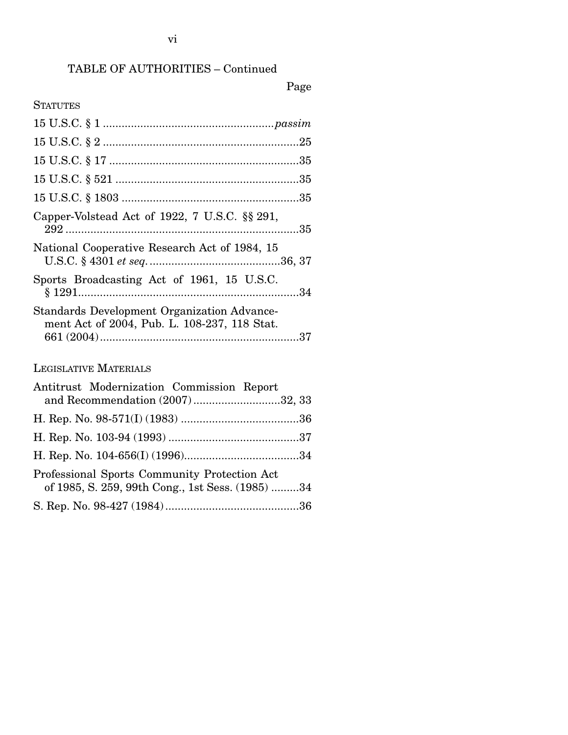TABLE OF AUTHORITIES – Continued

Page

STATUTES

15 U.S.C. § 1 ....................................................*passim*

15 U.S.C. § 2 ..............................................................25

15 U.S.C. § 17 ............................................................35

15 U.S.C. § 521 ..........................................................35

15 U.S.C. § 1803 ........................................................35

Capper-Volstead Act of 1922, 7 U.S.C. §§ 291, 292 ...........................................................................35

National Cooperative Research Act of 1984, 15 U.S.C. § 4301 *et seq.* .........................................36, 37

Sports Broadcasting Act of 1961, 15 U.S.C. § 1291......................................................................34

Standards Development Organization Advancement Act of 2004, Pub. L. 108-237, 118 Stat. 661 (2004)................................................................37

LEGISLATIVE MATERIALS

Antitrust Modernization Commission Report and Recommendation (2007)...........................32, 33

H. Rep. No. 98-571(I) (1983) .....................................36

H. Rep. No. 103-94 (1993) .........................................37

H. Rep. No. 104-656(I) (1996)....................................34

Professional Sports Community Protection Act of 1985, S. 259, 99th Cong., 1st Sess. (1985) .........34

S. Rep. No. 98-427 (1984)..........................................36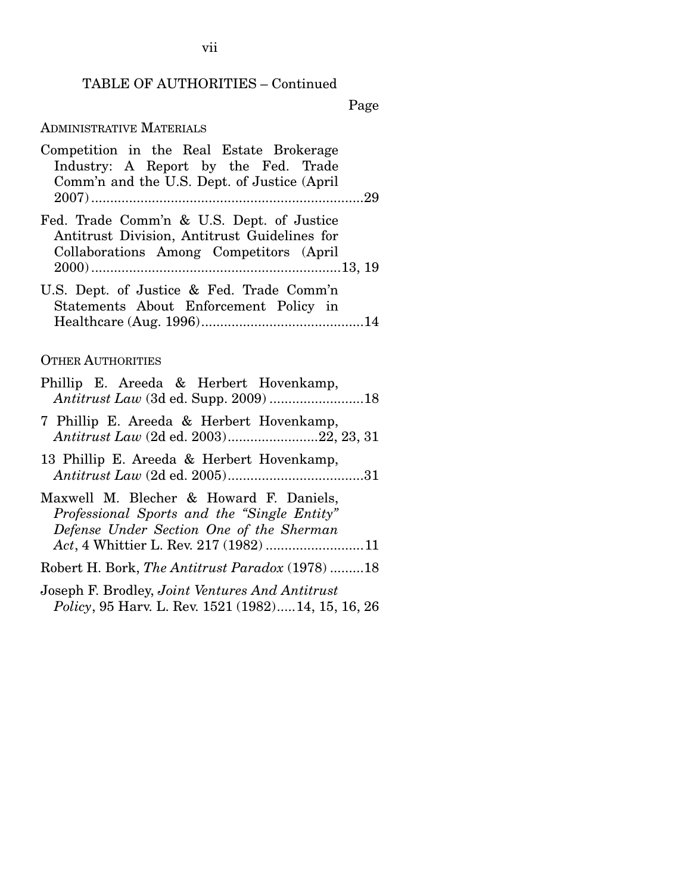TABLE OF AUTHORITIES – Continued

Page

ADMINISTRATIVE MATERIALS

Competition in the Real Estate Brokerage Industry: A Report by the Fed. Trade Comm'n and the U.S. Dept. of Justice (April 2007) ........................................................................29

Fed. Trade Comm'n & U.S. Dept. of Justice Antitrust Division, Antitrust Guidelines for Collaborations Among Competitors (April 2000) ..................................................................13, 19

U.S. Dept. of Justice & Fed. Trade Comm'n Statements About Enforcement Policy in Healthcare (Aug. 1996)...........................................14

OTHER AUTHORITIES

Phillip E. Areeda & Herbert Hovenkamp, *Antitrust Law* (3d ed. Supp. 2009) .........................18

7 Phillip E. Areeda & Herbert Hovenkamp, *Antitrust Law* (2d ed. 2003)........................22, 23, 31

13 Phillip E. Areeda & Herbert Hovenkamp, *Antitrust Law* (2d ed. 2005)....................................31

Maxwell M. Blecher & Howard F. Daniels, *Professional Sports and the "Single Entity" Defense Under Section One of the Sherman Act*, 4 Whittier L. Rev. 217 (1982) ..........................11

Robert H. Bork, *The Antitrust Paradox* (1978) .........18

Joseph F. Brodley, *Joint Ventures And Antitrust Policy*, 95 Harv. L. Rev. 1521 (1982).....14, 15, 16, 26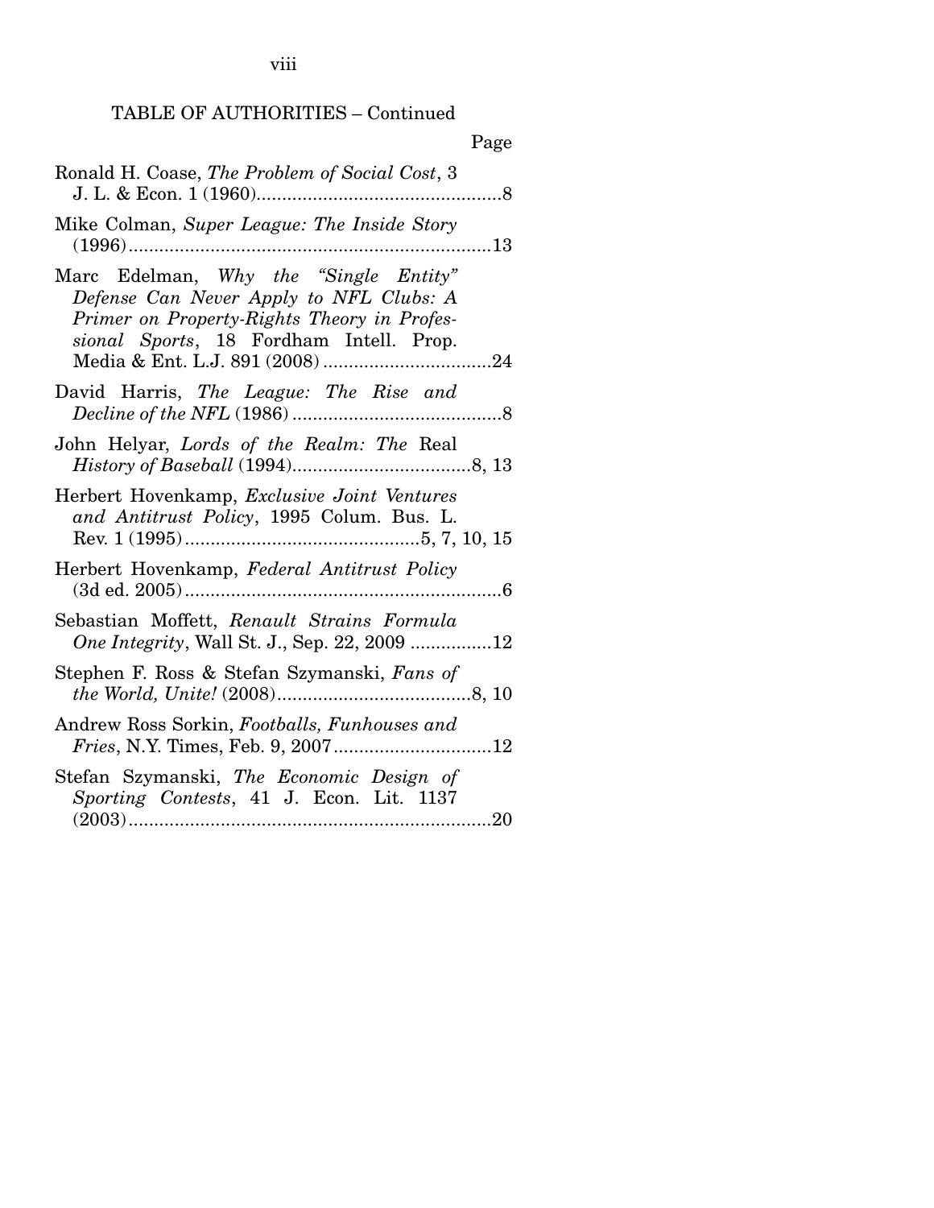TABLE OF AUTHORITIES – Continued

Page

Ronald H. Coase, *The Problem of Social Cost*, 3 J. L. & Econ. 1 (1960)................................................8

Mike Colman, *Super League: The Inside Story* (1996).......................................................................13

Marc Edelman, *Why the "Single Entity" Defense Can Never Apply to NFL Clubs: A Primer on Property-Rights Theory in Professional Sports*, 18 Fordham Intell. Prop. Media & Ent. L.J. 891 (2008) .................................24

David Harris, *The League: The Rise and Decline of the NFL* (1986) .........................................8

John Helyar, *Lords of the Realm: The* Real *History of Baseball* (1994)...................................8, 13

Herbert Hovenkamp, *Exclusive Joint Ventures and Antitrust Policy*, 1995 Colum. Bus. L. Rev. 1 (1995) ..............................................5, 7, 10, 15

Herbert Hovenkamp, *Federal Antitrust Policy* (3d ed. 2005)..............................................................6

Sebastian Moffett, *Renault Strains Formula One Integrity*, Wall St. J., Sep. 22, 2009 ................12

Stephen F. Ross & Stefan Szymanski, *Fans of the World, Unite!* (2008)......................................8, 10

Andrew Ross Sorkin, *Footballs, Funhouses and Fries*, N.Y. Times, Feb. 9, 2007...............................12

Stefan Szymanski, *The Economic Design of Sporting Contests*, 41 J. Econ. Lit. 1137 (2003).......................................................................20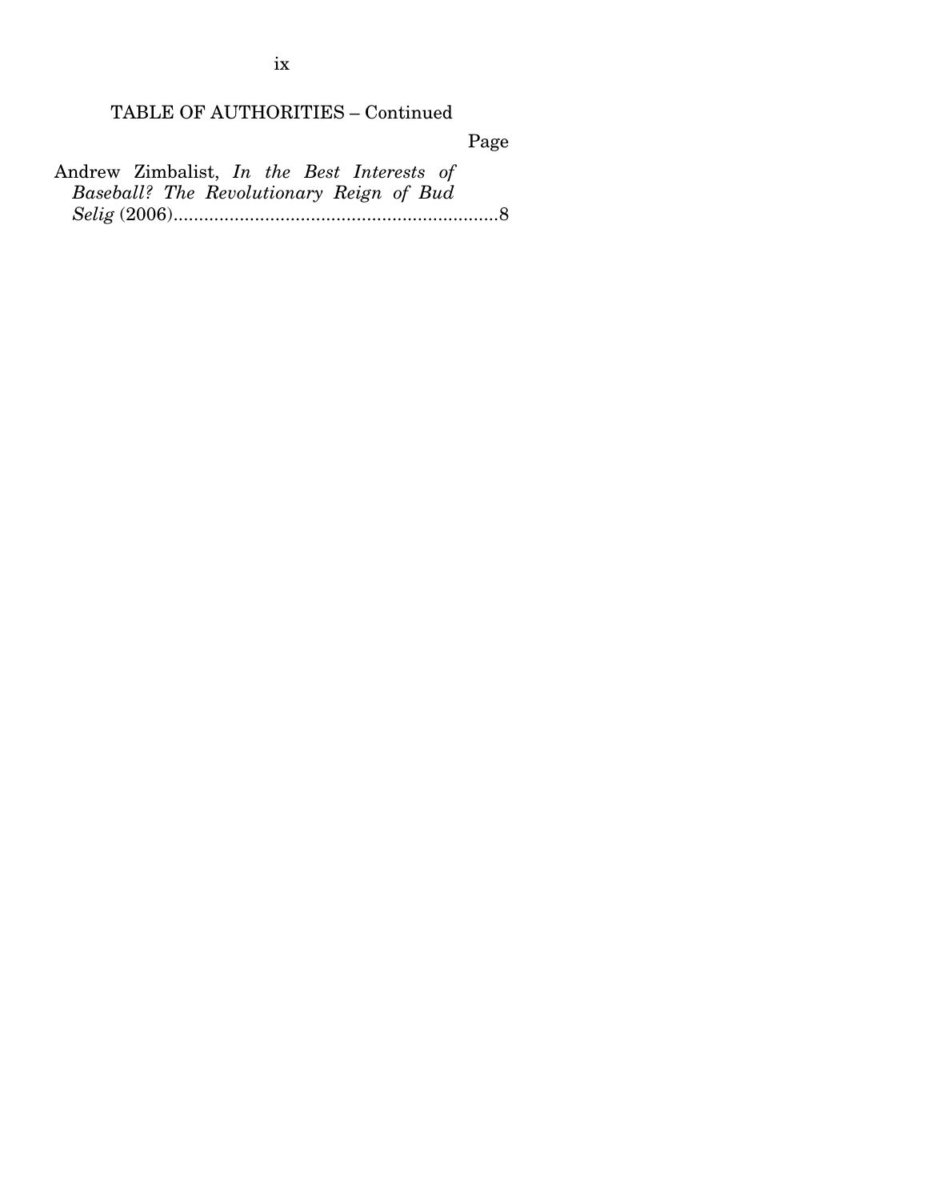TABLE OF AUTHORITIES – Continued

Page

Andrew Zimbalist, *In the Best Interests of Baseball? The Revolutionary Reign of Bud Selig* (2006)................................................................8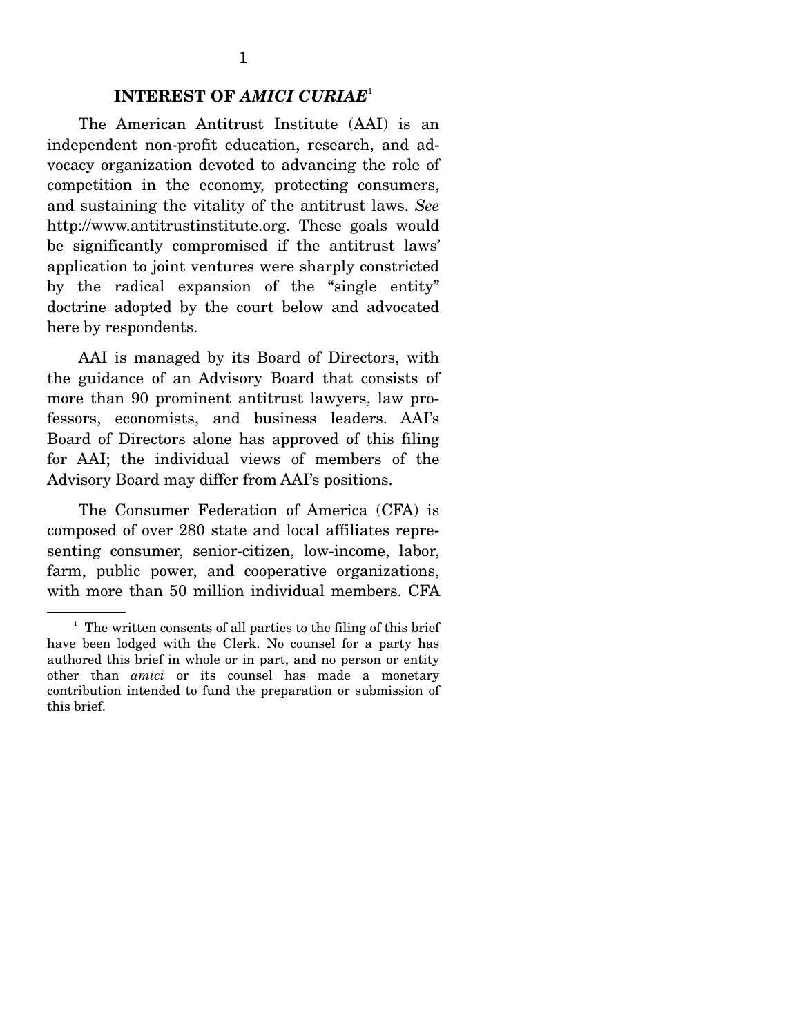## INTEREST OF *AMICI CURIAE*[1]

The American Antitrust Institute (AAI) is an independent non-profit education, research, and advocacy organization devoted to advancing the role of competition in the economy, protecting consumers, and sustaining the vitality of the antitrust laws. *See* http://www.antitrustinstitute.org. These goals would be significantly compromised if the antitrust laws' application to joint ventures were sharply constricted by the radical expansion of the "single entity" doctrine adopted by the court below and advocated here by respondents.

AAI is managed by its Board of Directors, with the guidance of an Advisory Board that consists of more than 90 prominent antitrust lawyers, law professors, economists, and business leaders. AAI's Board of Directors alone has approved of this filing for AAI; the individual views of members of the Advisory Board may differ from AAI's positions.

The Consumer Federation of America (CFA) is composed of over 280 state and local affiliates representing consumer, senior-citizen, low-income, labor, farm, public power, and cooperative organizations, with more than 50 million individual members. CFA

---

[1] The written consents of all parties to the filing of this brief have been lodged with the Clerk. No counsel for a party has authored this brief in whole or in part, and no person or entity other than *amici* or its counsel has made a monetary contribution intended to fund the preparation or submission of this brief.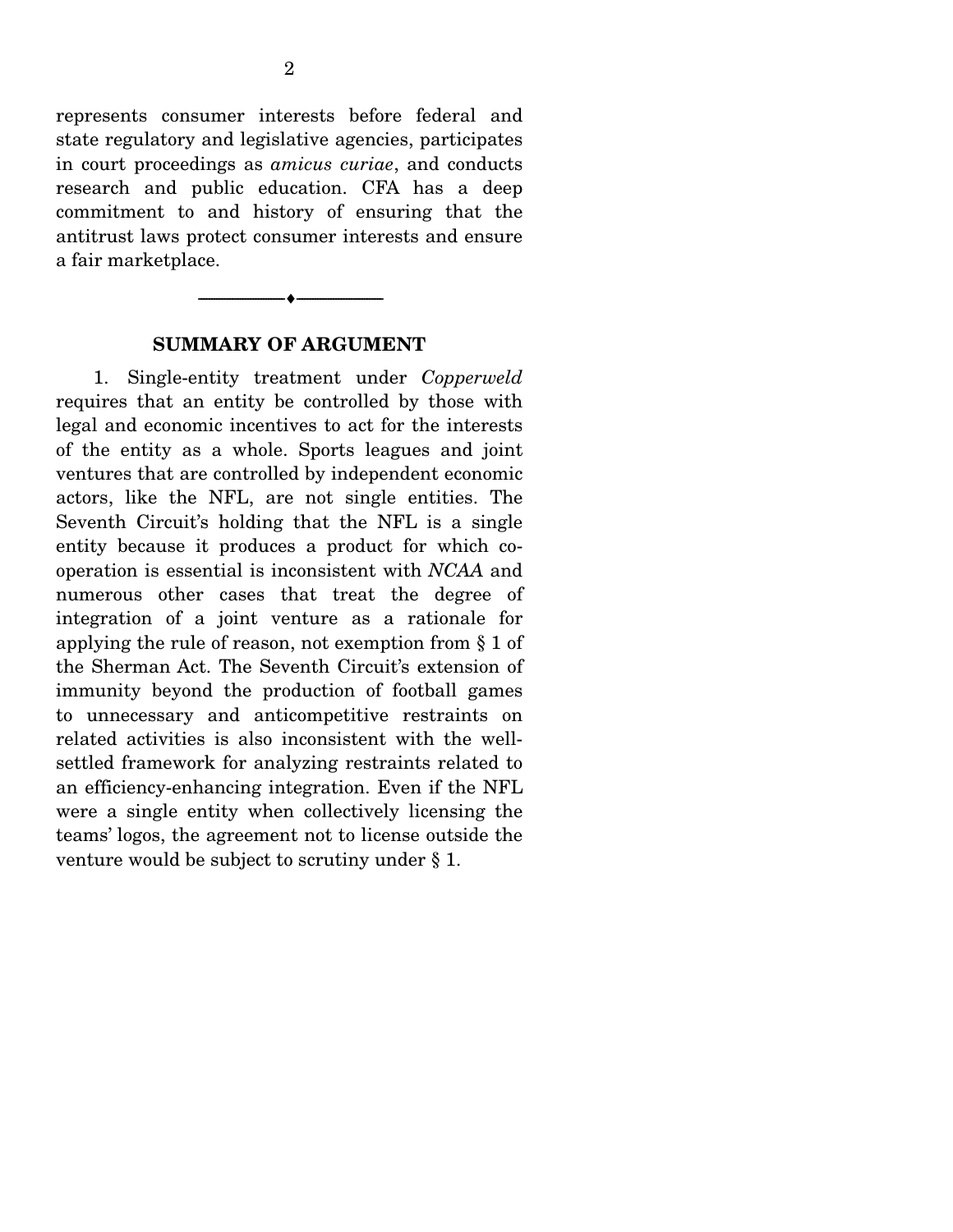represents consumer interests before federal and state regulatory and legislative agencies, participates in court proceedings as *amicus curiae*, and conducts research and public education. CFA has a deep commitment to and history of ensuring that the antitrust laws protect consumer interests and ensure a fair marketplace.

---

## SUMMARY OF ARGUMENT

1. Single-entity treatment under *Copperweld* requires that an entity be controlled by those with legal and economic incentives to act for the interests of the entity as a whole. Sports leagues and joint ventures that are controlled by independent economic actors, like the NFL, are not single entities. The Seventh Circuit's holding that the NFL is a single entity because it produces a product for which co-operation is essential is inconsistent with *NCAA* and numerous other cases that treat the degree of integration of a joint venture as a rationale for applying the rule of reason, not exemption from § 1 of the Sherman Act. The Seventh Circuit's extension of immunity beyond the production of football games to unnecessary and anticompetitive restraints on related activities is also inconsistent with the well-settled framework for analyzing restraints related to an efficiency-enhancing integration. Even if the NFL were a single entity when collectively licensing the teams' logos, the agreement not to license outside the venture would be subject to scrutiny under § 1.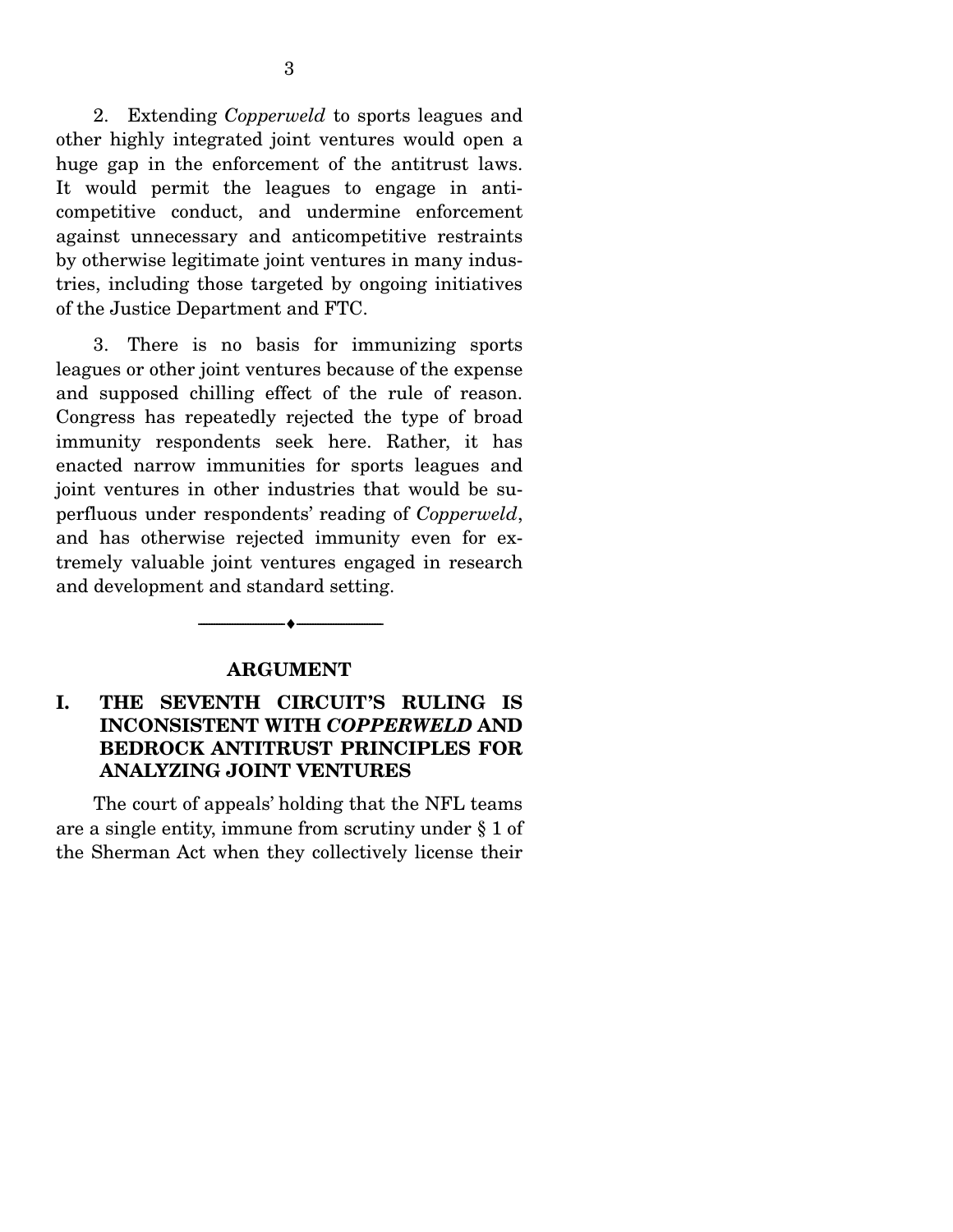2. Extending *Copperweld* to sports leagues and other highly integrated joint ventures would open a huge gap in the enforcement of the antitrust laws. It would permit the leagues to engage in anti-competitive conduct, and undermine enforcement against unnecessary and anticompetitive restraints by otherwise legitimate joint ventures in many industries, including those targeted by ongoing initiatives of the Justice Department and FTC.

3. There is no basis for immunizing sports leagues or other joint ventures because of the expense and supposed chilling effect of the rule of reason. Congress has repeatedly rejected the type of broad immunity respondents seek here. Rather, it has enacted narrow immunities for sports leagues and joint ventures in other industries that would be superfluous under respondents' reading of *Copperweld*, and has otherwise rejected immunity even for extremely valuable joint ventures engaged in research and development and standard setting.

---

## ARGUMENT

### I. THE SEVENTH CIRCUIT'S RULING IS INCONSISTENT WITH *COPPERWELD* AND BEDROCK ANTITRUST PRINCIPLES FOR ANALYZING JOINT VENTURES

The court of appeals' holding that the NFL teams are a single entity, immune from scrutiny under § 1 of the Sherman Act when they collectively license their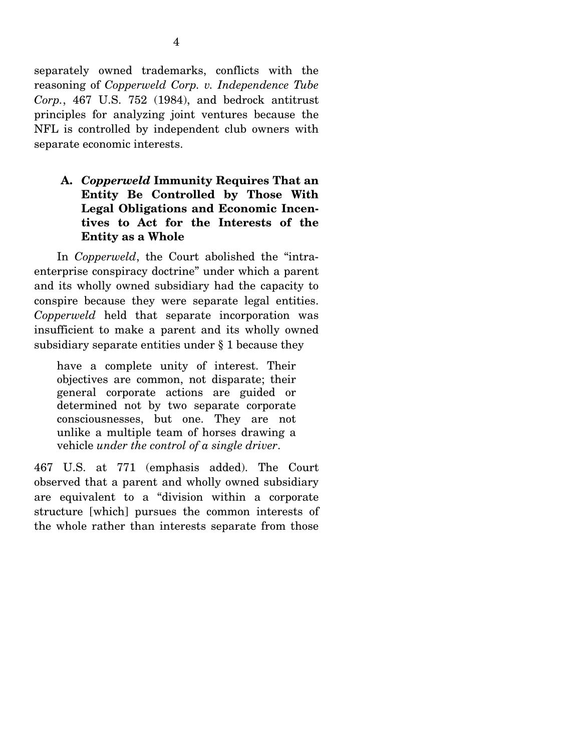separately owned trademarks, conflicts with the reasoning of *Copperweld Corp. v. Independence Tube Corp.*, 467 U.S. 752 (1984), and bedrock antitrust principles for analyzing joint ventures because the NFL is controlled by independent club owners with separate economic interests.

### A. *Copperweld* Immunity Requires That an Entity Be Controlled by Those With Legal Obligations and Economic Incentives to Act for the Interests of the Entity as a Whole

In *Copperweld*, the Court abolished the "intra-enterprise conspiracy doctrine" under which a parent and its wholly owned subsidiary had the capacity to conspire because they were separate legal entities. *Copperweld* held that separate incorporation was insufficient to make a parent and its wholly owned subsidiary separate entities under § 1 because they

> have a complete unity of interest. Their objectives are common, not disparate; their general corporate actions are guided or determined not by two separate corporate consciousnesses, but one. They are not unlike a multiple team of horses drawing a vehicle *under the control of a single driver*.

467 U.S. at 771 (emphasis added). The Court observed that a parent and wholly owned subsidiary are equivalent to a "division within a corporate structure [which] pursues the common interests of the whole rather than interests separate from those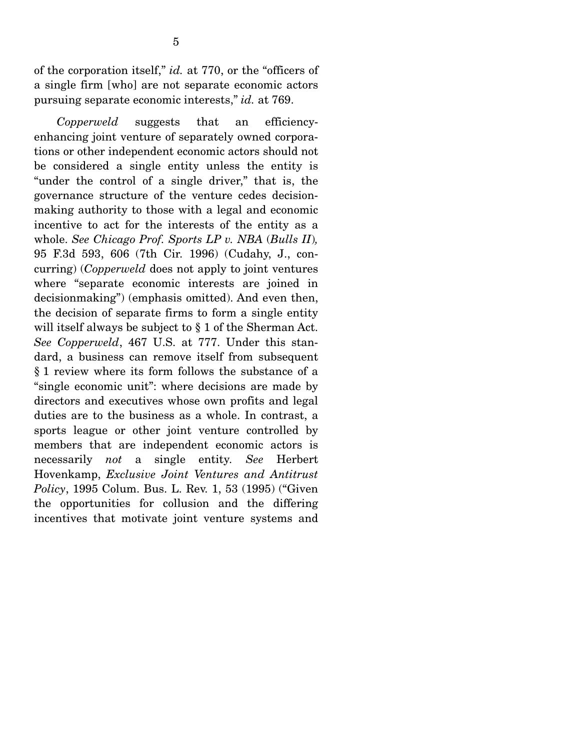of the corporation itself," *id.* at 770, or the "officers of a single firm [who] are not separate economic actors pursuing separate economic interests," *id.* at 769.

*Copperweld* suggests that an efficiency-enhancing joint venture of separately owned corporations or other independent economic actors should not be considered a single entity unless the entity is "under the control of a single driver," that is, the governance structure of the venture cedes decision-making authority to those with a legal and economic incentive to act for the interests of the entity as a whole. *See Chicago Prof. Sports LP v. NBA* (*Bulls II*), 95 F.3d 593, 606 (7th Cir. 1996) (Cudahy, J., concurring) (*Copperweld* does not apply to joint ventures where "separate economic interests are joined in decisionmaking") (emphasis omitted). And even then, the decision of separate firms to form a single entity will itself always be subject to § 1 of the Sherman Act. *See Copperweld*, 467 U.S. at 777. Under this standard, a business can remove itself from subsequent § 1 review where its form follows the substance of a "single economic unit": where decisions are made by directors and executives whose own profits and legal duties are to the business as a whole. In contrast, a sports league or other joint venture controlled by members that are independent economic actors is necessarily *not* a single entity. *See* Herbert Hovenkamp, *Exclusive Joint Ventures and Antitrust Policy*, 1995 Colum. Bus. L. Rev. 1, 53 (1995) ("Given the opportunities for collusion and the differing incentives that motivate joint venture systems and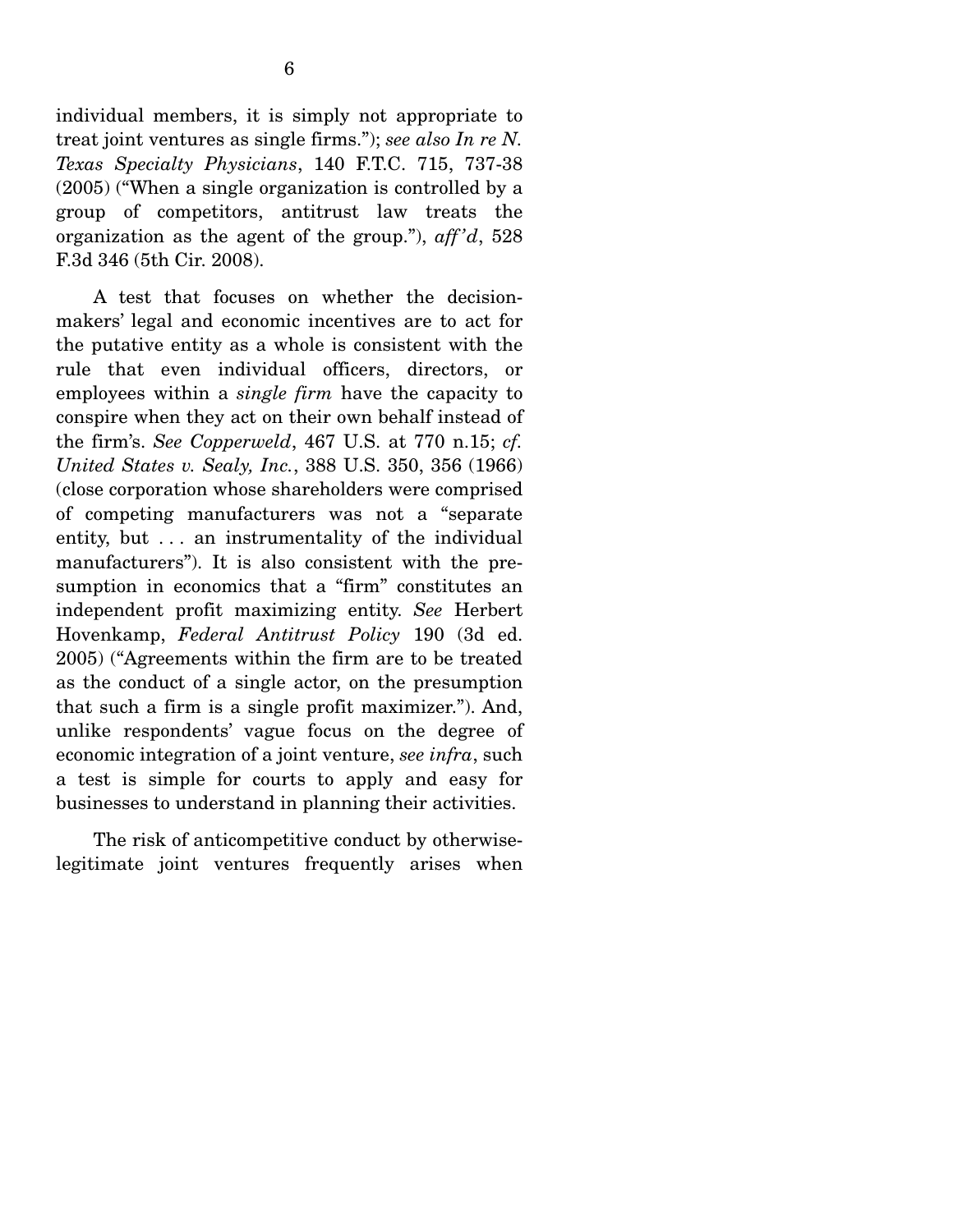individual members, it is simply not appropriate to treat joint ventures as single firms."); *see also In re N. Texas Specialty Physicians*, 140 F.T.C. 715, 737-38 (2005) ("When a single organization is controlled by a group of competitors, antitrust law treats the organization as the agent of the group."), *aff'd*, 528 F.3d 346 (5th Cir. 2008).

A test that focuses on whether the decision-makers' legal and economic incentives are to act for the putative entity as a whole is consistent with the rule that even individual officers, directors, or employees within a *single firm* have the capacity to conspire when they act on their own behalf instead of the firm's. *See Copperweld*, 467 U.S. at 770 n.15; *cf. United States v. Sealy, Inc.*, 388 U.S. 350, 356 (1966) (close corporation whose shareholders were comprised of competing manufacturers was not a "separate entity, but . . . an instrumentality of the individual manufacturers"). It is also consistent with the presumption in economics that a "firm" constitutes an independent profit maximizing entity. *See* Herbert Hovenkamp, *Federal Antitrust Policy* 190 (3d ed. 2005) ("Agreements within the firm are to be treated as the conduct of a single actor, on the presumption that such a firm is a single profit maximizer."). And, unlike respondents' vague focus on the degree of economic integration of a joint venture, *see infra*, such a test is simple for courts to apply and easy for businesses to understand in planning their activities.

The risk of anticompetitive conduct by otherwise-legitimate joint ventures frequently arises when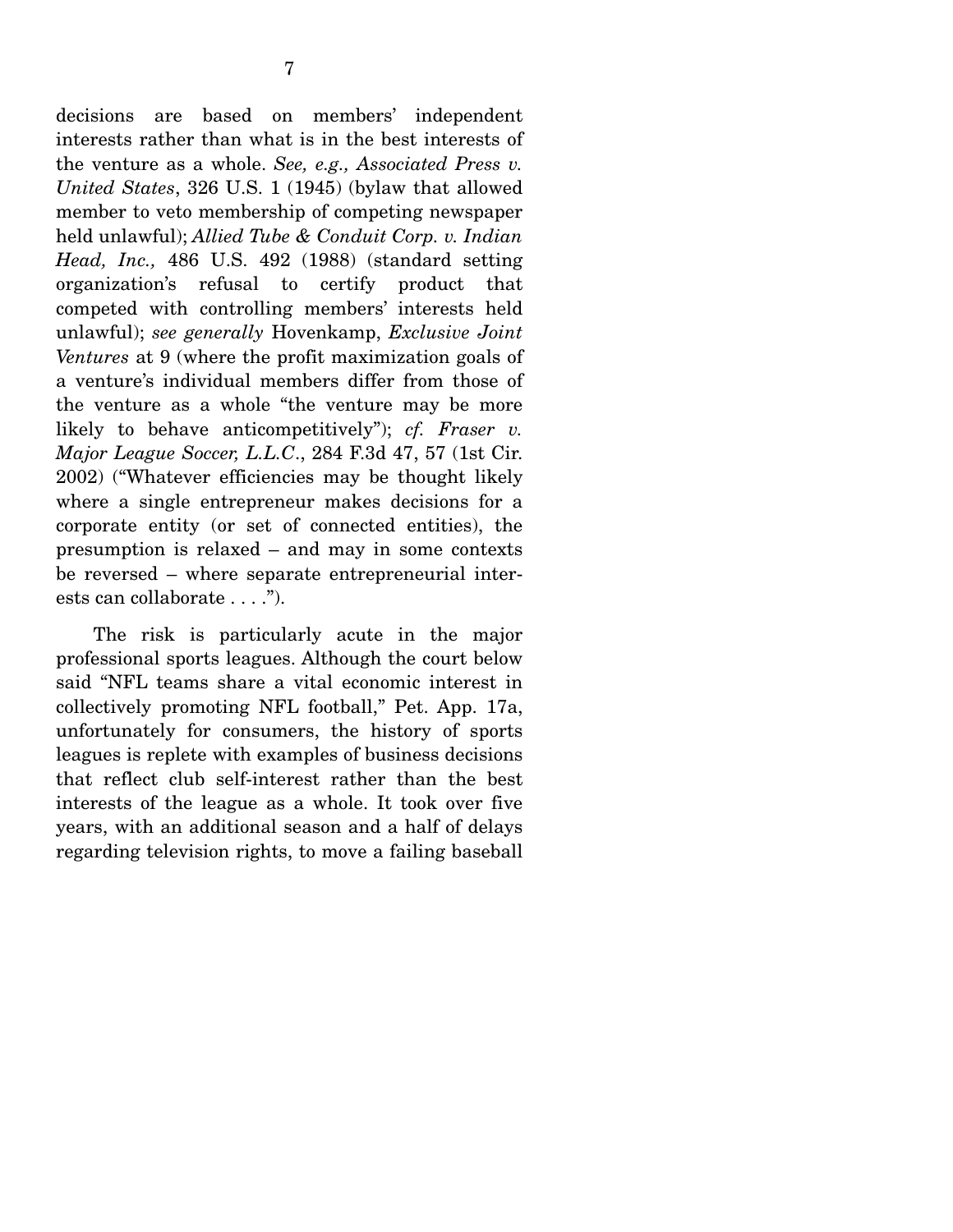decisions are based on members' independent interests rather than what is in the best interests of the venture as a whole. *See, e.g., Associated Press v. United States*, 326 U.S. 1 (1945) (bylaw that allowed member to veto membership of competing newspaper held unlawful); *Allied Tube & Conduit Corp. v. Indian Head, Inc.,* 486 U.S. 492 (1988) (standard setting organization's refusal to certify product that competed with controlling members' interests held unlawful); *see generally* Hovenkamp, *Exclusive Joint Ventures* at 9 (where the profit maximization goals of a venture's individual members differ from those of the venture as a whole "the venture may be more likely to behave anticompetitively"); *cf. Fraser v. Major League Soccer, L.L.C*., 284 F.3d 47, 57 (1st Cir. 2002) ("Whatever efficiencies may be thought likely where a single entrepreneur makes decisions for a corporate entity (or set of connected entities), the presumption is relaxed – and may in some contexts be reversed – where separate entrepreneurial interests can collaborate . . . .").

The risk is particularly acute in the major professional sports leagues. Although the court below said "NFL teams share a vital economic interest in collectively promoting NFL football," Pet. App. 17a, unfortunately for consumers, the history of sports leagues is replete with examples of business decisions that reflect club self-interest rather than the best interests of the league as a whole. It took over five years, with an additional season and a half of delays regarding television rights, to move a failing baseball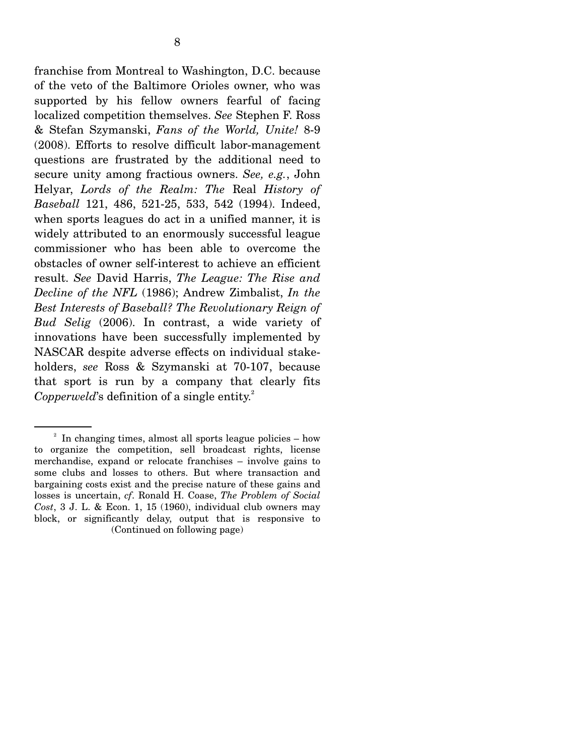franchise from Montreal to Washington, D.C. because of the veto of the Baltimore Orioles owner, who was supported by his fellow owners fearful of facing localized competition themselves. *See* Stephen F. Ross & Stefan Szymanski, *Fans of the World, Unite!* 8-9 (2008). Efforts to resolve difficult labor-management questions are frustrated by the additional need to secure unity among fractious owners. *See, e.g.*, John Helyar, *Lords of the Realm: The* Real *History of Baseball* 121, 486, 521-25, 533, 542 (1994). Indeed, when sports leagues do act in a unified manner, it is widely attributed to an enormously successful league commissioner who has been able to overcome the obstacles of owner self-interest to achieve an efficient result. *See* David Harris, *The League: The Rise and Decline of the NFL* (1986); Andrew Zimbalist, *In the Best Interests of Baseball? The Revolutionary Reign of Bud Selig* (2006). In contrast, a wide variety of innovations have been successfully implemented by NASCAR despite adverse effects on individual stakeholders, *see* Ross & Szymanski at 70-107, because that sport is run by a company that clearly fits *Copperweld*'s definition of a single entity.[2]

---

[2] In changing times, almost all sports league policies – how to organize the competition, sell broadcast rights, license merchandise, expand or relocate franchises – involve gains to some clubs and losses to others. But where transaction and bargaining costs exist and the precise nature of these gains and losses is uncertain, *cf*. Ronald H. Coase, *The Problem of Social Cost*, 3 J. L. & Econ. 1, 15 (1960), individual club owners may block, or significantly delay, output that is responsive to

(Continued on following page)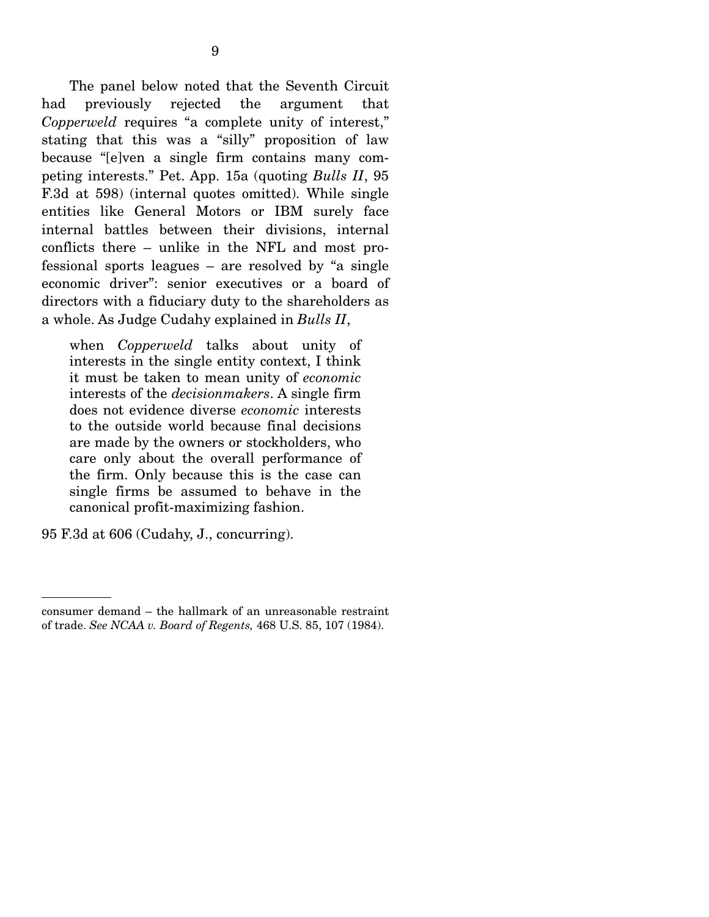The panel below noted that the Seventh Circuit had previously rejected the argument that *Copperweld* requires "a complete unity of interest," stating that this was a "silly" proposition of law because "[e]ven a single firm contains many competing interests." Pet. App. 15a (quoting *Bulls II*, 95 F.3d at 598) (internal quotes omitted). While single entities like General Motors or IBM surely face internal battles between their divisions, internal conflicts there – unlike in the NFL and most professional sports leagues – are resolved by "a single economic driver": senior executives or a board of directors with a fiduciary duty to the shareholders as a whole. As Judge Cudahy explained in *Bulls II*,

> when *Copperweld* talks about unity of interests in the single entity context, I think it must be taken to mean unity of *economic* interests of the *decisionmakers*. A single firm does not evidence diverse *economic* interests to the outside world because final decisions are made by the owners or stockholders, who care only about the overall performance of the firm. Only because this is the case can single firms be assumed to behave in the canonical profit-maximizing fashion.

95 F.3d at 606 (Cudahy, J., concurring).

---

consumer demand – the hallmark of an unreasonable restraint of trade. *See NCAA v. Board of Regents,* 468 U.S. 85, 107 (1984).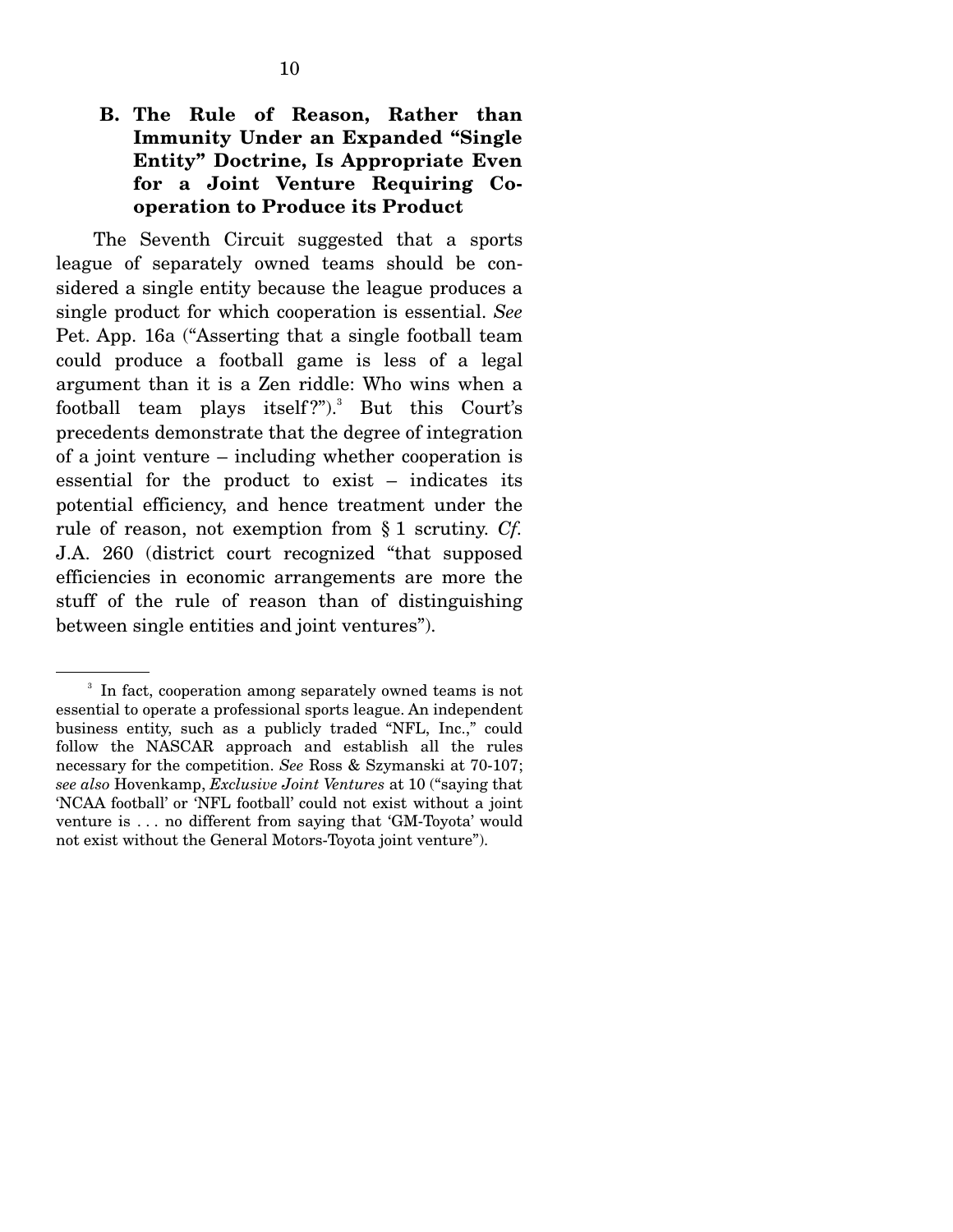### B. The Rule of Reason, Rather than Immunity Under an Expanded "Single Entity" Doctrine, Is Appropriate Even for a Joint Venture Requiring Cooperation to Produce its Product

The Seventh Circuit suggested that a sports league of separately owned teams should be considered a single entity because the league produces a single product for which cooperation is essential. *See* Pet. App. 16a ("Asserting that a single football team could produce a football game is less of a legal argument than it is a Zen riddle: Who wins when a football team plays itself?").[3] But this Court's precedents demonstrate that the degree of integration of a joint venture – including whether cooperation is essential for the product to exist – indicates its potential efficiency, and hence treatment under the rule of reason, not exemption from § 1 scrutiny. *Cf.* J.A. 260 (district court recognized "that supposed efficiencies in economic arrangements are more the stuff of the rule of reason than of distinguishing between single entities and joint ventures").

---

[3] In fact, cooperation among separately owned teams is not essential to operate a professional sports league. An independent business entity, such as a publicly traded "NFL, Inc.," could follow the NASCAR approach and establish all the rules necessary for the competition. *See* Ross & Szymanski at 70-107; *see also* Hovenkamp, *Exclusive Joint Ventures* at 10 ("saying that 'NCAA football' or 'NFL football' could not exist without a joint venture is . . . no different from saying that 'GM-Toyota' would not exist without the General Motors-Toyota joint venture").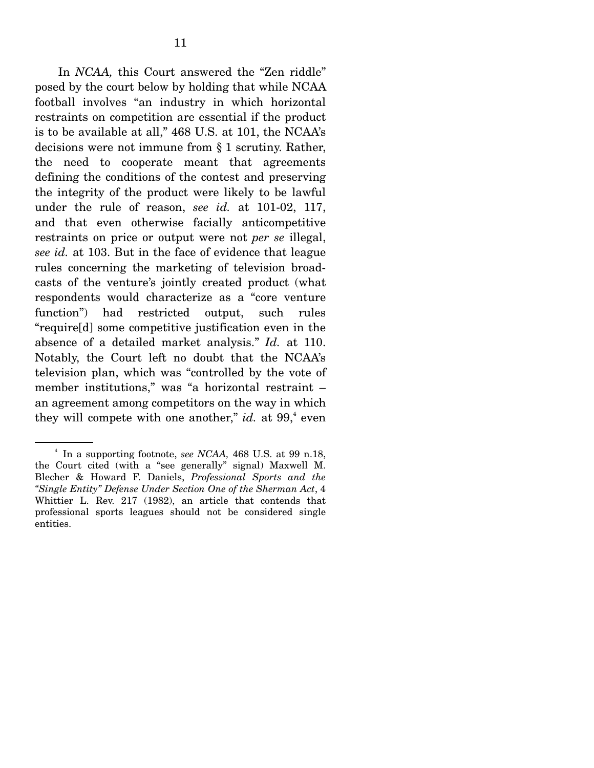In *NCAA,* this Court answered the "Zen riddle" posed by the court below by holding that while NCAA football involves "an industry in which horizontal restraints on competition are essential if the product is to be available at all," 468 U.S. at 101, the NCAA's decisions were not immune from § 1 scrutiny. Rather, the need to cooperate meant that agreements defining the conditions of the contest and preserving the integrity of the product were likely to be lawful under the rule of reason, *see id.* at 101-02, 117, and that even otherwise facially anticompetitive restraints on price or output were not *per se* illegal, *see id.* at 103. But in the face of evidence that league rules concerning the marketing of television broadcasts of the venture's jointly created product (what respondents would characterize as a "core venture function") had restricted output, such rules "require[d] some competitive justification even in the absence of a detailed market analysis." *Id.* at 110. Notably, the Court left no doubt that the NCAA's television plan, which was "controlled by the vote of member institutions," was "a horizontal restraint – an agreement among competitors on the way in which they will compete with one another," *id.* at 99,[4] even

---

[4] In a supporting footnote, *see NCAA,* 468 U.S. at 99 n.18, the Court cited (with a "see generally" signal) Maxwell M. Blecher & Howard F. Daniels, *Professional Sports and the "Single Entity" Defense Under Section One of the Sherman Act*, 4 Whittier L. Rev. 217 (1982), an article that contends that professional sports leagues should not be considered single entities.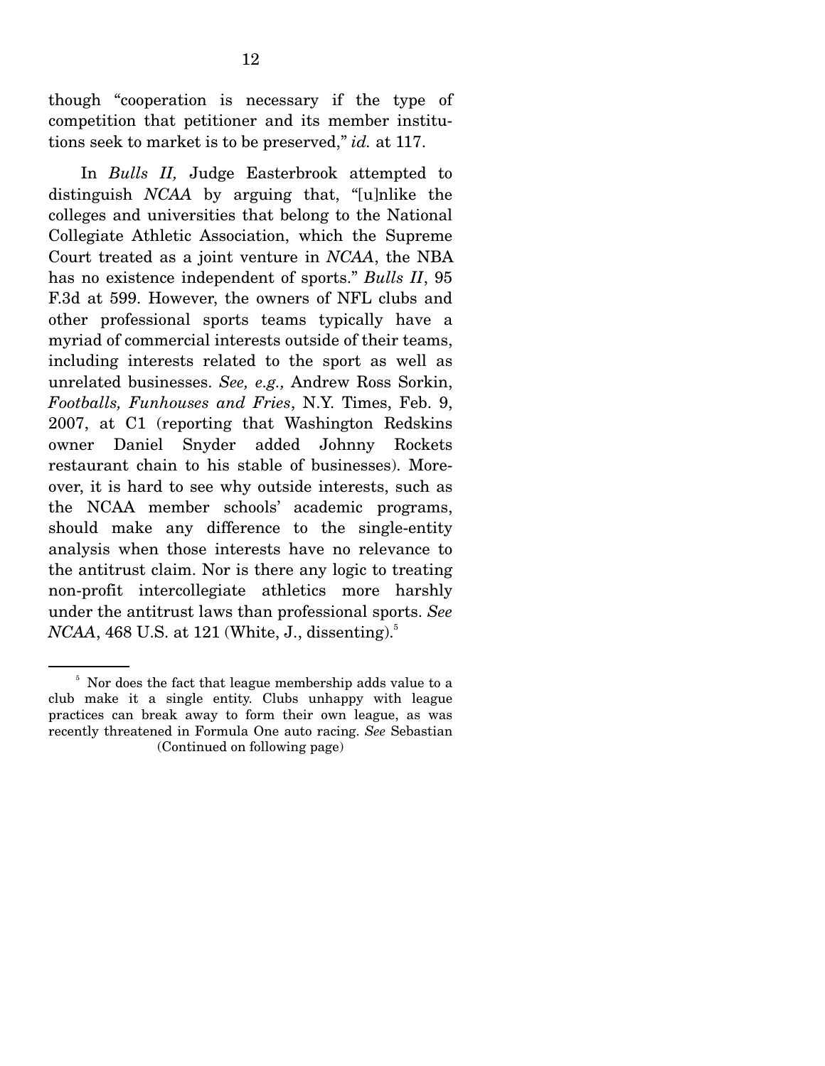though "cooperation is necessary if the type of competition that petitioner and its member institutions seek to market is to be preserved," *id.* at 117.

In *Bulls II,* Judge Easterbrook attempted to distinguish *NCAA* by arguing that, "[u]nlike the colleges and universities that belong to the National Collegiate Athletic Association, which the Supreme Court treated as a joint venture in *NCAA*, the NBA has no existence independent of sports." *Bulls II*, 95 F.3d at 599. However, the owners of NFL clubs and other professional sports teams typically have a myriad of commercial interests outside of their teams, including interests related to the sport as well as unrelated businesses. *See, e.g.,* Andrew Ross Sorkin, *Footballs, Funhouses and Fries*, N.Y. Times, Feb. 9, 2007, at C1 (reporting that Washington Redskins owner Daniel Snyder added Johnny Rockets restaurant chain to his stable of businesses). Moreover, it is hard to see why outside interests, such as the NCAA member schools' academic programs, should make any difference to the single-entity analysis when those interests have no relevance to the antitrust claim. Nor is there any logic to treating non-profit intercollegiate athletics more harshly under the antitrust laws than professional sports. *See NCAA*, 468 U.S. at 121 (White, J., dissenting).[5]

---

[5] Nor does the fact that league membership adds value to a club make it a single entity. Clubs unhappy with league practices can break away to form their own league, as was recently threatened in Formula One auto racing. *See* Sebastian

(Continued on following page)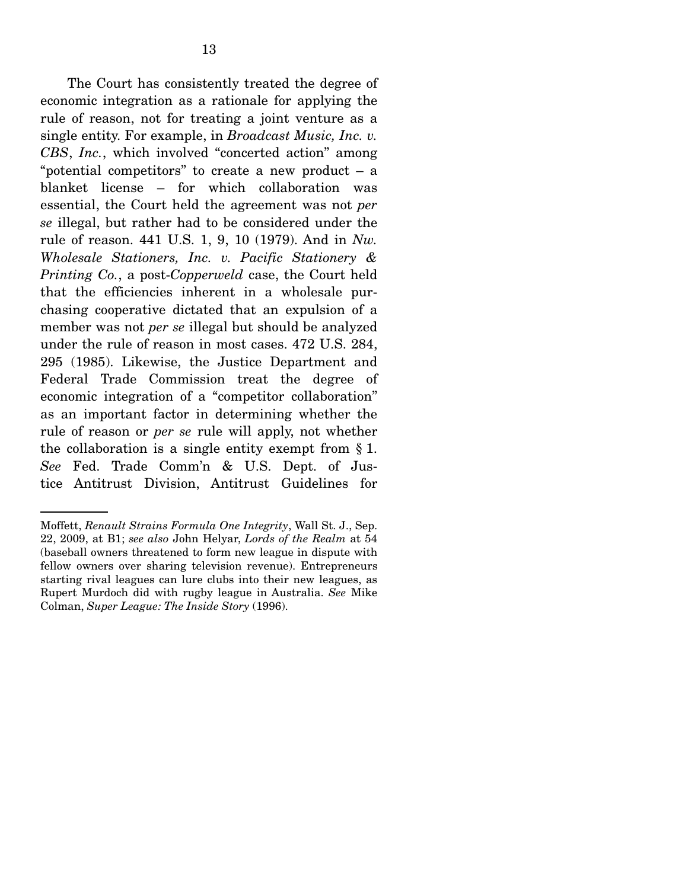The Court has consistently treated the degree of economic integration as a rationale for applying the rule of reason, not for treating a joint venture as a single entity. For example, in *Broadcast Music, Inc. v. CBS, Inc.*, which involved "concerted action" among "potential competitors" to create a new product – a blanket license – for which collaboration was essential, the Court held the agreement was not *per se* illegal, but rather had to be considered under the rule of reason. 441 U.S. 1, 9, 10 (1979). And in *Nw. Wholesale Stationers, Inc. v. Pacific Stationery & Printing Co.*, a post-*Copperweld* case, the Court held that the efficiencies inherent in a wholesale purchasing cooperative dictated that an expulsion of a member was not *per se* illegal but should be analyzed under the rule of reason in most cases. 472 U.S. 284, 295 (1985). Likewise, the Justice Department and Federal Trade Commission treat the degree of economic integration of a "competitor collaboration" as an important factor in determining whether the rule of reason or *per se* rule will apply, not whether the collaboration is a single entity exempt from § 1. *See* Fed. Trade Comm'n & U.S. Dept. of Justice Antitrust Division, Antitrust Guidelines for

---

Moffett, *Renault Strains Formula One Integrity*, Wall St. J., Sep. 22, 2009, at B1; *see also* John Helyar, *Lords of the Realm* at 54 (baseball owners threatened to form new league in dispute with fellow owners over sharing television revenue). Entrepreneurs starting rival leagues can lure clubs into their new leagues, as Rupert Murdoch did with rugby league in Australia. *See* Mike Colman, *Super League: The Inside Story* (1996).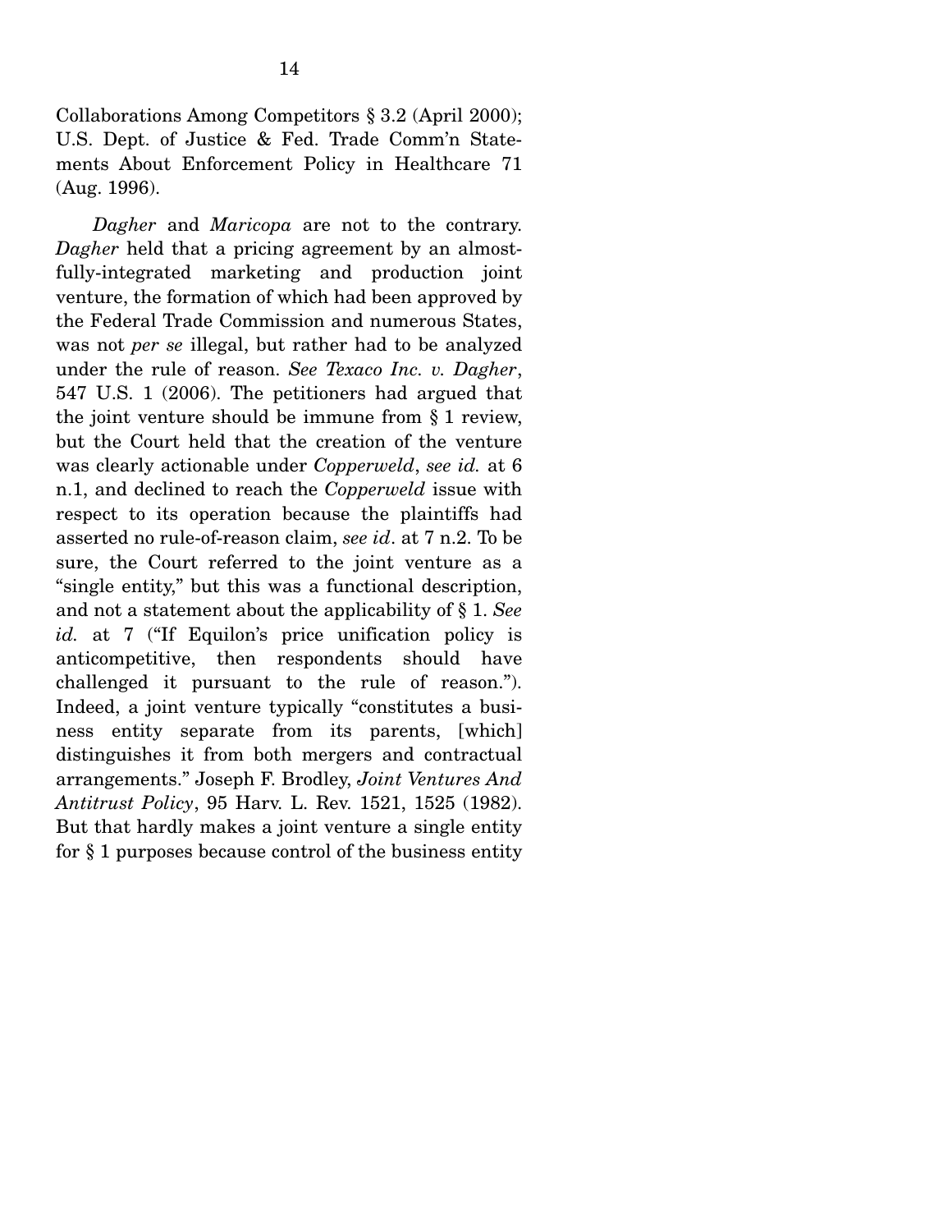Collaborations Among Competitors § 3.2 (April 2000); U.S. Dept. of Justice & Fed. Trade Comm'n Statements About Enforcement Policy in Healthcare 71 (Aug. 1996).

*Dagher* and *Maricopa* are not to the contrary. *Dagher* held that a pricing agreement by an almost-fully-integrated marketing and production joint venture, the formation of which had been approved by the Federal Trade Commission and numerous States, was not *per se* illegal, but rather had to be analyzed under the rule of reason. *See Texaco Inc. v. Dagher*, 547 U.S. 1 (2006). The petitioners had argued that the joint venture should be immune from § 1 review, but the Court held that the creation of the venture was clearly actionable under *Copperweld*, *see id.* at 6 n.1, and declined to reach the *Copperweld* issue with respect to its operation because the plaintiffs had asserted no rule-of-reason claim, *see id*. at 7 n.2. To be sure, the Court referred to the joint venture as a "single entity," but this was a functional description, and not a statement about the applicability of § 1. *See id.* at 7 ("If Equilon's price unification policy is anticompetitive, then respondents should have challenged it pursuant to the rule of reason."). Indeed, a joint venture typically "constitutes a business entity separate from its parents, [which] distinguishes it from both mergers and contractual arrangements." Joseph F. Brodley, *Joint Ventures And Antitrust Policy*, 95 Harv. L. Rev. 1521, 1525 (1982). But that hardly makes a joint venture a single entity for § 1 purposes because control of the business entity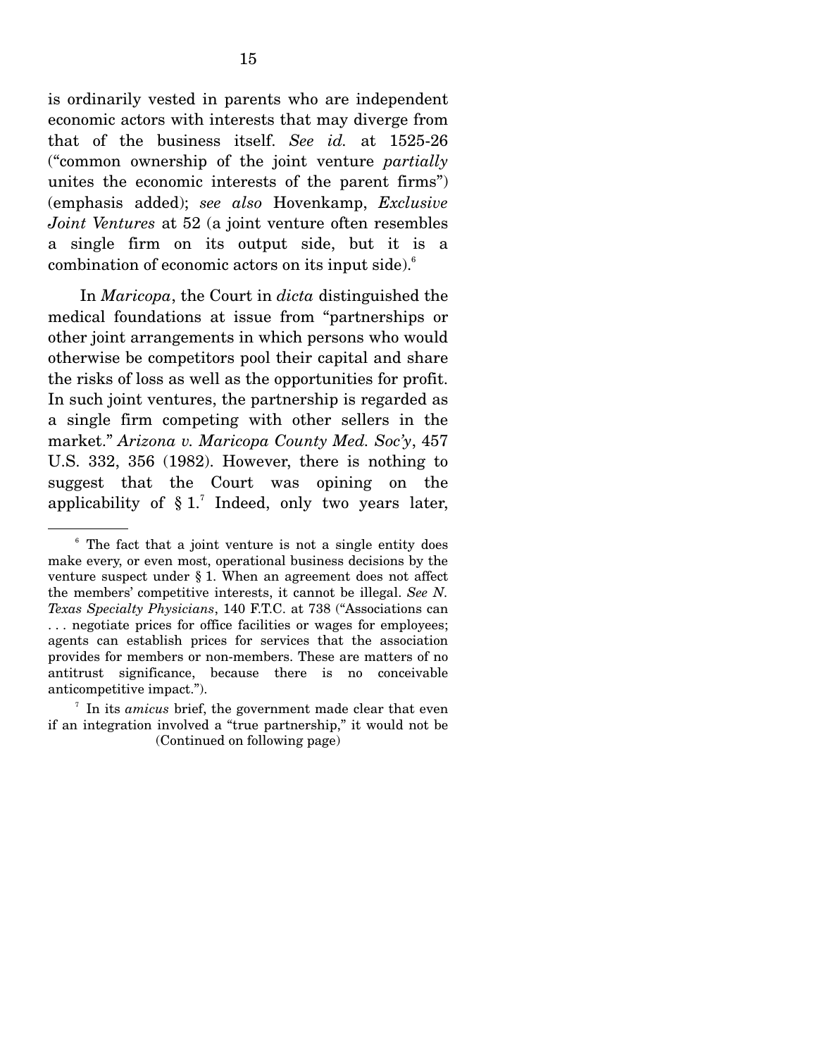is ordinarily vested in parents who are independent economic actors with interests that may diverge from that of the business itself. *See id.* at 1525-26 ("common ownership of the joint venture *partially* unites the economic interests of the parent firms") (emphasis added); *see also* Hovenkamp, *Exclusive Joint Ventures* at 52 (a joint venture often resembles a single firm on its output side, but it is a combination of economic actors on its input side).[6]

In *Maricopa*, the Court in *dicta* distinguished the medical foundations at issue from "partnerships or other joint arrangements in which persons who would otherwise be competitors pool their capital and share the risks of loss as well as the opportunities for profit. In such joint ventures, the partnership is regarded as a single firm competing with other sellers in the market." *Arizona v. Maricopa County Med. Soc'y*, 457 U.S. 332, 356 (1982). However, there is nothing to suggest that the Court was opining on the applicability of § 1.[7] Indeed, only two years later,

---

[6] The fact that a joint venture is not a single entity does make every, or even most, operational business decisions by the venture suspect under § 1. When an agreement does not affect the members' competitive interests, it cannot be illegal. *See N. Texas Specialty Physicians*, 140 F.T.C. at 738 ("Associations can . . . negotiate prices for office facilities or wages for employees; agents can establish prices for services that the association provides for members or non-members. These are matters of no antitrust significance, because there is no conceivable anticompetitive impact.").

[7] In its *amicus* brief, the government made clear that even if an integration involved a "true partnership," it would not be

(Continued on following page)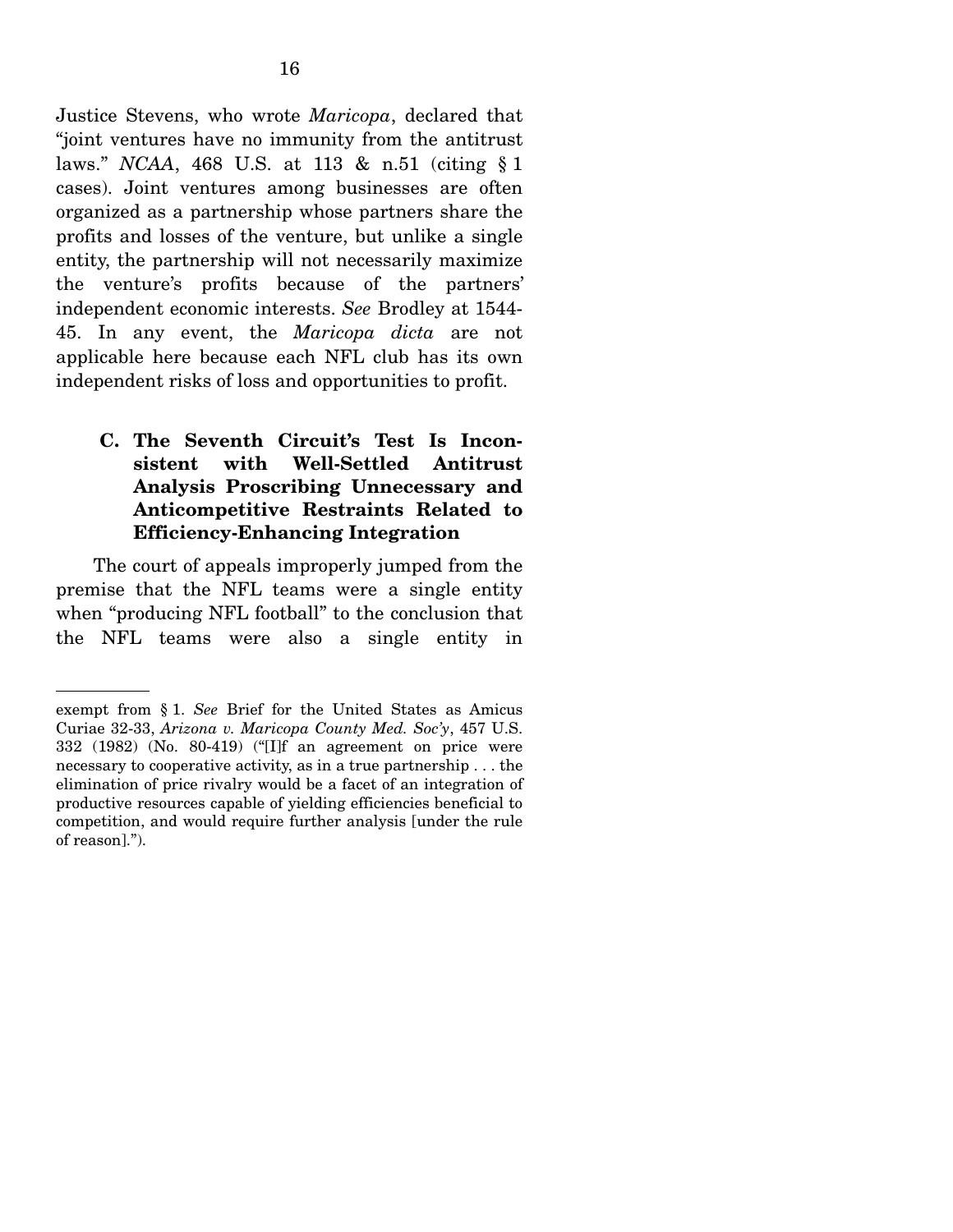Justice Stevens, who wrote *Maricopa*, declared that "joint ventures have no immunity from the antitrust laws." *NCAA*, 468 U.S. at 113 & n.51 (citing § 1 cases). Joint ventures among businesses are often organized as a partnership whose partners share the profits and losses of the venture, but unlike a single entity, the partnership will not necessarily maximize the venture's profits because of the partners' independent economic interests. *See* Brodley at 1544-45. In any event, the *Maricopa dicta* are not applicable here because each NFL club has its own independent risks of loss and opportunities to profit.

### C. The Seventh Circuit's Test Is Inconsistent with Well-Settled Antitrust Analysis Proscribing Unnecessary and Anticompetitive Restraints Related to Efficiency-Enhancing Integration

The court of appeals improperly jumped from the premise that the NFL teams were a single entity when "producing NFL football" to the conclusion that the NFL teams were also a single entity in

---

exempt from § 1. *See* Brief for the United States as Amicus Curiae 32-33, *Arizona v. Maricopa County Med. Soc'y*, 457 U.S. 332 (1982) (No. 80-419) ("[I]f an agreement on price were necessary to cooperative activity, as in a true partnership . . . the elimination of price rivalry would be a facet of an integration of productive resources capable of yielding efficiencies beneficial to competition, and would require further analysis [under the rule of reason].").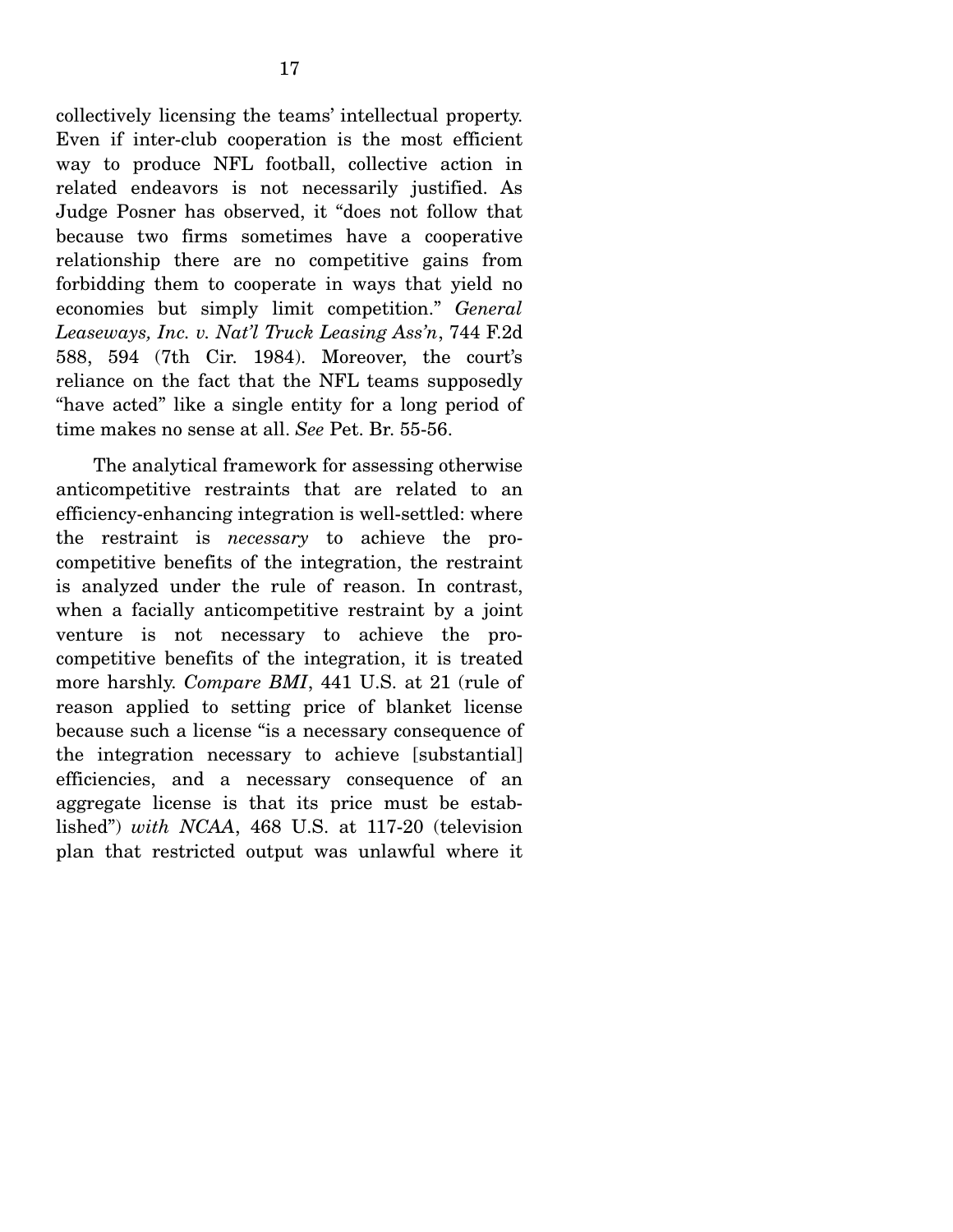collectively licensing the teams' intellectual property. Even if inter-club cooperation is the most efficient way to produce NFL football, collective action in related endeavors is not necessarily justified. As Judge Posner has observed, it "does not follow that because two firms sometimes have a cooperative relationship there are no competitive gains from forbidding them to cooperate in ways that yield no economies but simply limit competition." *General Leaseways, Inc. v. Nat'l Truck Leasing Ass'n*, 744 F.2d 588, 594 (7th Cir. 1984). Moreover, the court's reliance on the fact that the NFL teams supposedly "have acted" like a single entity for a long period of time makes no sense at all. *See* Pet. Br. 55-56.

The analytical framework for assessing otherwise anticompetitive restraints that are related to an efficiency-enhancing integration is well-settled: where the restraint is *necessary* to achieve the pro-competitive benefits of the integration, the restraint is analyzed under the rule of reason. In contrast, when a facially anticompetitive restraint by a joint venture is not necessary to achieve the pro-competitive benefits of the integration, it is treated more harshly. *Compare BMI*, 441 U.S. at 21 (rule of reason applied to setting price of blanket license because such a license "is a necessary consequence of the integration necessary to achieve [substantial] efficiencies, and a necessary consequence of an aggregate license is that its price must be established") *with NCAA*, 468 U.S. at 117-20 (television plan that restricted output was unlawful where it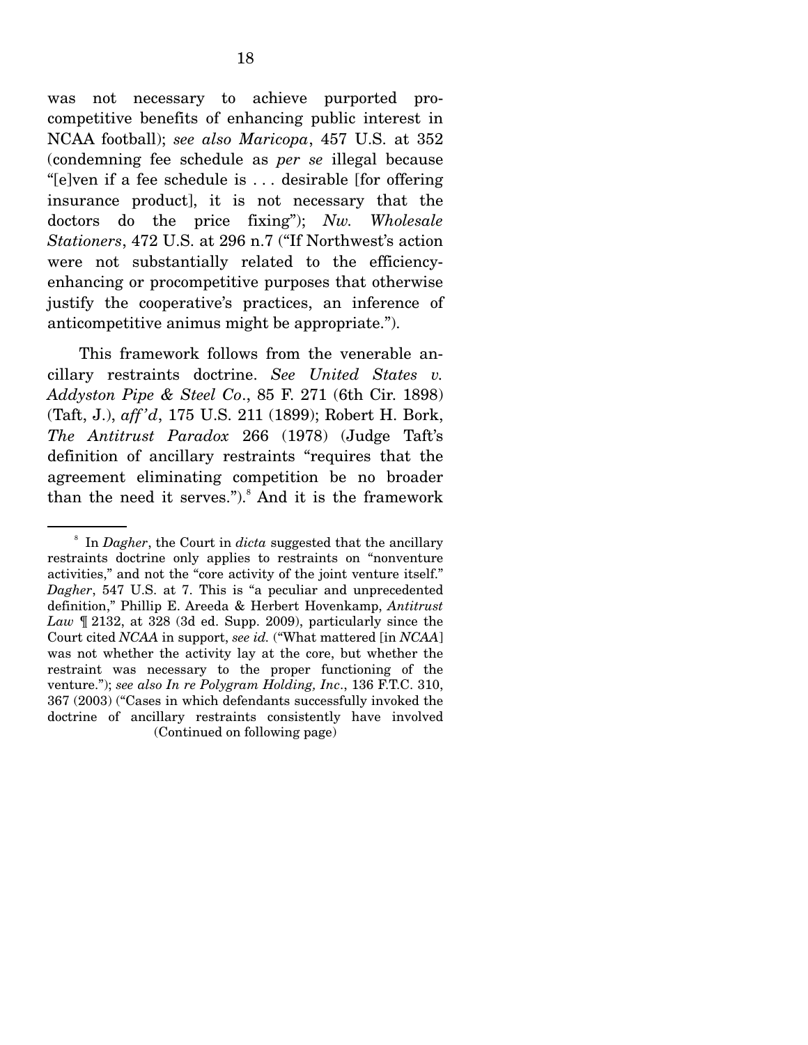was not necessary to achieve purported pro-competitive benefits of enhancing public interest in NCAA football); *see also Maricopa*, 457 U.S. at 352 (condemning fee schedule as *per se* illegal because "[e]ven if a fee schedule is . . . desirable [for offering insurance product], it is not necessary that the doctors do the price fixing"); *Nw. Wholesale Stationers*, 472 U.S. at 296 n.7 ("If Northwest's action were not substantially related to the efficiency-enhancing or procompetitive purposes that otherwise justify the cooperative's practices, an inference of anticompetitive animus might be appropriate.").

This framework follows from the venerable ancillary restraints doctrine. *See United States v. Addyston Pipe & Steel Co*., 85 F. 271 (6th Cir. 1898) (Taft, J.), *aff'd*, 175 U.S. 211 (1899); Robert H. Bork, *The Antitrust Paradox* 266 (1978) (Judge Taft's definition of ancillary restraints "requires that the agreement eliminating competition be no broader than the need it serves.").[8] And it is the framework

---

[8] In *Dagher*, the Court in *dicta* suggested that the ancillary restraints doctrine only applies to restraints on "nonventure activities," and not the "core activity of the joint venture itself." *Dagher*, 547 U.S. at 7. This is "a peculiar and unprecedented definition," Phillip E. Areeda & Herbert Hovenkamp, *Antitrust Law* ¶ 2132, at 328 (3d ed. Supp. 2009), particularly since the Court cited *NCAA* in support, *see id.* ("What mattered [in *NCAA*] was not whether the activity lay at the core, but whether the restraint was necessary to the proper functioning of the venture."); *see also In re Polygram Holding, Inc*., 136 F.T.C. 310, 367 (2003) ("Cases in which defendants successfully invoked the doctrine of ancillary restraints consistently have involved

(Continued on following page)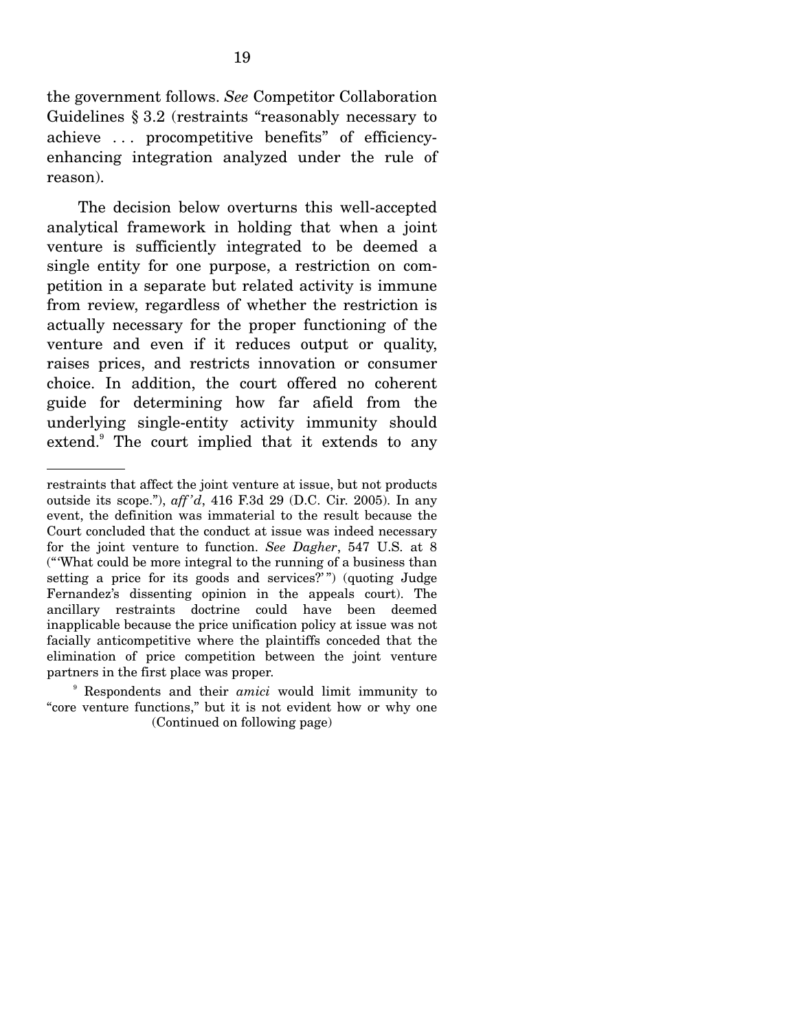the government follows. *See* Competitor Collaboration Guidelines § 3.2 (restraints "reasonably necessary to achieve . . . procompetitive benefits" of efficiency-enhancing integration analyzed under the rule of reason).

The decision below overturns this well-accepted analytical framework in holding that when a joint venture is sufficiently integrated to be deemed a single entity for one purpose, a restriction on competition in a separate but related activity is immune from review, regardless of whether the restriction is actually necessary for the proper functioning of the venture and even if it reduces output or quality, raises prices, and restricts innovation or consumer choice. In addition, the court offered no coherent guide for determining how far afield from the underlying single-entity activity immunity should extend.[9] The court implied that it extends to any

---

restraints that affect the joint venture at issue, but not products outside its scope."), *aff'd*, 416 F.3d 29 (D.C. Cir. 2005). In any event, the definition was immaterial to the result because the Court concluded that the conduct at issue was indeed necessary for the joint venture to function. *See Dagher*, 547 U.S. at 8 ("'What could be more integral to the running of a business than setting a price for its goods and services?'") (quoting Judge Fernandez's dissenting opinion in the appeals court). The ancillary restraints doctrine could have been deemed inapplicable because the price unification policy at issue was not facially anticompetitive where the plaintiffs conceded that the elimination of price competition between the joint venture partners in the first place was proper.

[9] Respondents and their *amici* would limit immunity to "core venture functions," but it is not evident how or why one

(Continued on following page)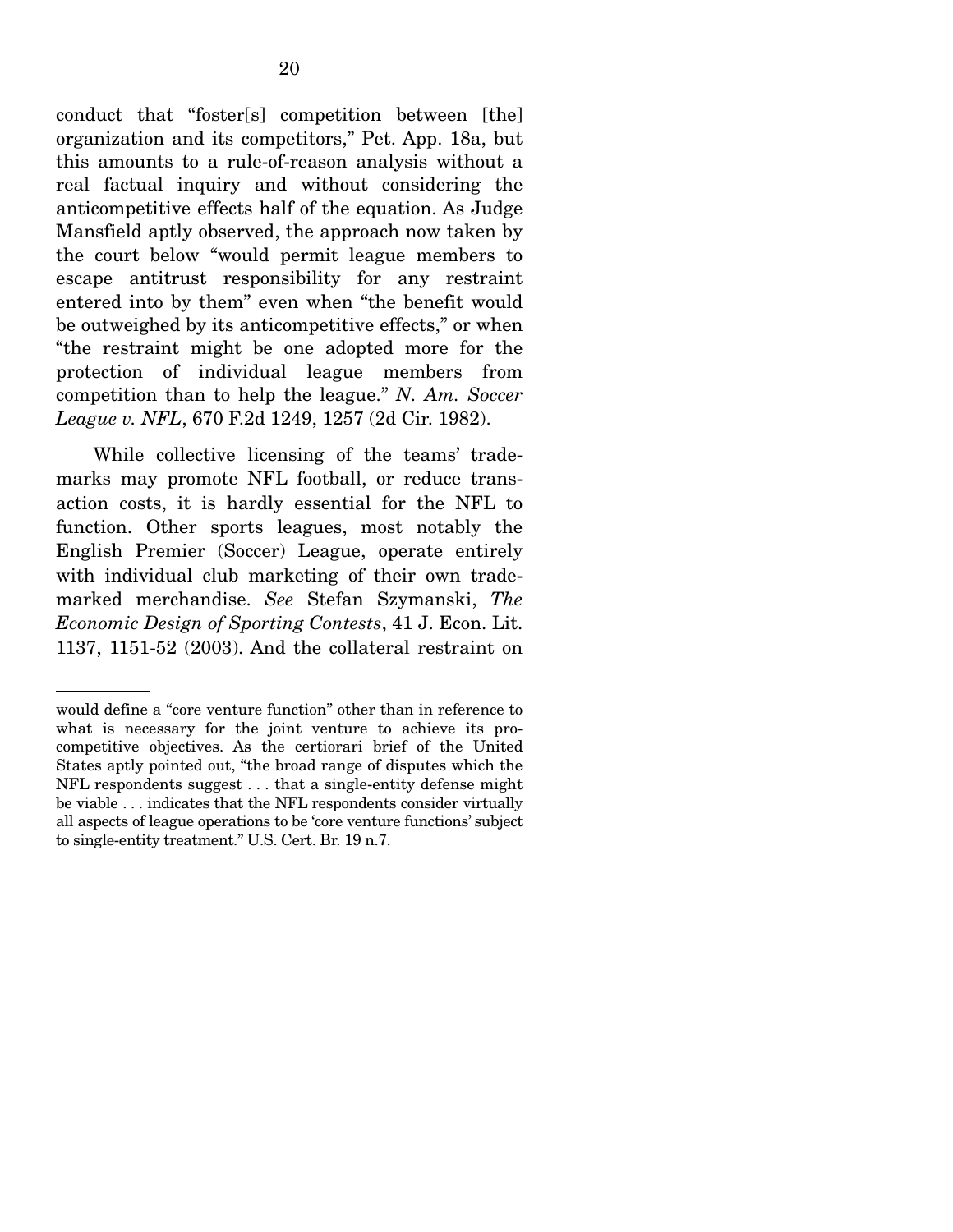conduct that "foster[s] competition between [the] organization and its competitors," Pet. App. 18a, but this amounts to a rule-of-reason analysis without a real factual inquiry and without considering the anticompetitive effects half of the equation. As Judge Mansfield aptly observed, the approach now taken by the court below "would permit league members to escape antitrust responsibility for any restraint entered into by them" even when "the benefit would be outweighed by its anticompetitive effects," or when "the restraint might be one adopted more for the protection of individual league members from competition than to help the league." *N. Am. Soccer League v. NFL*, 670 F.2d 1249, 1257 (2d Cir. 1982).

While collective licensing of the teams' trademarks may promote NFL football, or reduce transaction costs, it is hardly essential for the NFL to function. Other sports leagues, most notably the English Premier (Soccer) League, operate entirely with individual club marketing of their own trademarked merchandise. *See* Stefan Szymanski, *The Economic Design of Sporting Contests*, 41 J. Econ. Lit. 1137, 1151-52 (2003). And the collateral restraint on

---

would define a "core venture function" other than in reference to what is necessary for the joint venture to achieve its procompetitive objectives. As the certiorari brief of the United States aptly pointed out, "the broad range of disputes which the NFL respondents suggest . . . that a single-entity defense might be viable . . . indicates that the NFL respondents consider virtually all aspects of league operations to be 'core venture functions' subject to single-entity treatment." U.S. Cert. Br. 19 n.7.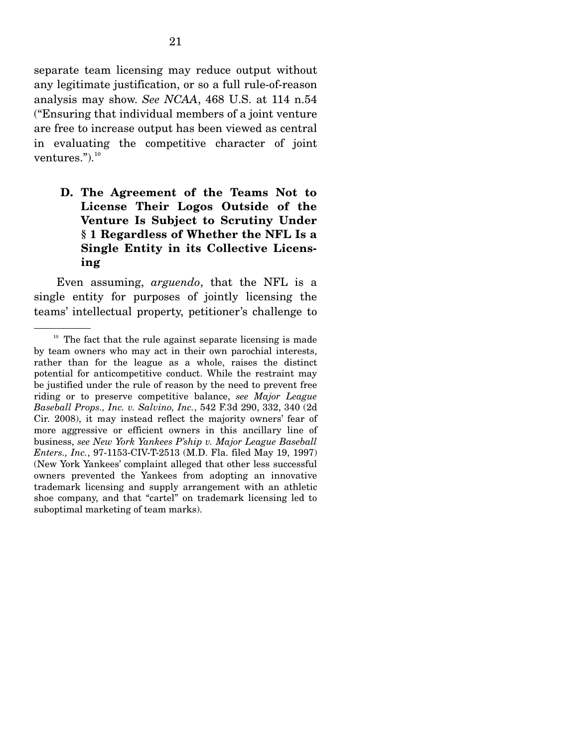separate team licensing may reduce output without any legitimate justification, or so a full rule-of-reason analysis may show. *See NCAA*, 468 U.S. at 114 n.54 ("Ensuring that individual members of a joint venture are free to increase output has been viewed as central in evaluating the competitive character of joint ventures.").[10]

### D. The Agreement of the Teams Not to License Their Logos Outside of the Venture Is Subject to Scrutiny Under § 1 Regardless of Whether the NFL Is a Single Entity in its Collective Licensing

Even assuming, *arguendo*, that the NFL is a single entity for purposes of jointly licensing the teams' intellectual property, petitioner's challenge to

---

[10] The fact that the rule against separate licensing is made by team owners who may act in their own parochial interests, rather than for the league as a whole, raises the distinct potential for anticompetitive conduct. While the restraint may be justified under the rule of reason by the need to prevent free riding or to preserve competitive balance, *see Major League Baseball Props., Inc. v. Salvino, Inc.*, 542 F.3d 290, 332, 340 (2d Cir. 2008), it may instead reflect the majority owners' fear of more aggressive or efficient owners in this ancillary line of business, *see New York Yankees P'ship v. Major League Baseball Enters., Inc.*, 97-1153-CIV-T-2513 (M.D. Fla. filed May 19, 1997) (New York Yankees' complaint alleged that other less successful owners prevented the Yankees from adopting an innovative trademark licensing and supply arrangement with an athletic shoe company, and that "cartel" on trademark licensing led to suboptimal marketing of team marks).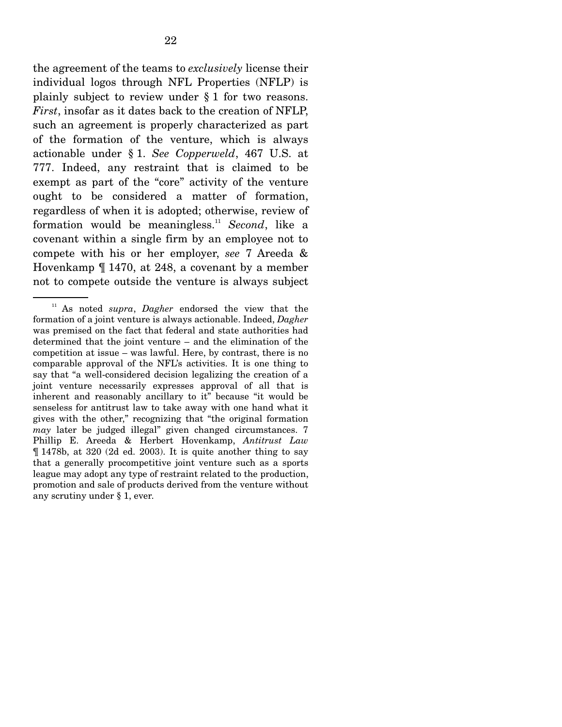the agreement of the teams to *exclusively* license their individual logos through NFL Properties (NFLP) is plainly subject to review under § 1 for two reasons. *First*, insofar as it dates back to the creation of NFLP, such an agreement is properly characterized as part of the formation of the venture, which is always actionable under § 1. *See Copperweld*, 467 U.S. at 777. Indeed, any restraint that is claimed to be exempt as part of the "core" activity of the venture ought to be considered a matter of formation, regardless of when it is adopted; otherwise, review of formation would be meaningless.[11] *Second*, like a covenant within a single firm by an employee not to compete with his or her employer, *see* 7 Areeda & Hovenkamp ¶ 1470, at 248, a covenant by a member not to compete outside the venture is always subject

[11] As noted *supra*, *Dagher* endorsed the view that the formation of a joint venture is always actionable. Indeed, *Dagher* was premised on the fact that federal and state authorities had determined that the joint venture – and the elimination of the competition at issue – was lawful. Here, by contrast, there is no comparable approval of the NFL's activities. It is one thing to say that "a well-considered decision legalizing the creation of a joint venture necessarily expresses approval of all that is inherent and reasonably ancillary to it" because "it would be senseless for antitrust law to take away with one hand what it gives with the other," recognizing that "the original formation *may* later be judged illegal" given changed circumstances. 7 Phillip E. Areeda & Herbert Hovenkamp, *Antitrust Law* ¶ 1478b, at 320 (2d ed. 2003). It is quite another thing to say that a generally procompetitive joint venture such as a sports league may adopt any type of restraint related to the production, promotion and sale of products derived from the venture without any scrutiny under § 1, ever.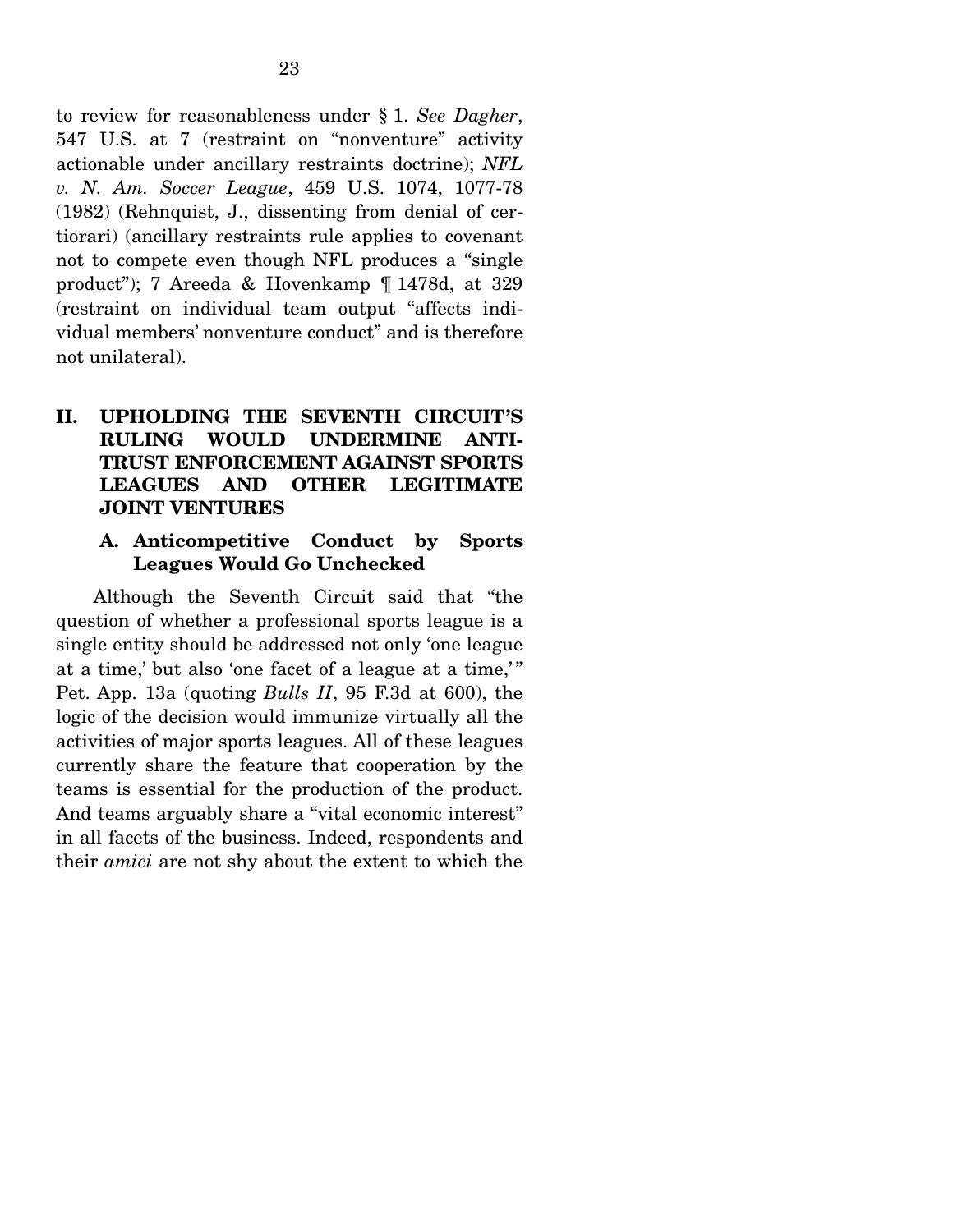to review for reasonableness under § 1. *See Dagher*, 547 U.S. at 7 (restraint on "nonventure" activity actionable under ancillary restraints doctrine); *NFL v. N. Am. Soccer League*, 459 U.S. 1074, 1077-78 (1982) (Rehnquist, J., dissenting from denial of certiorari) (ancillary restraints rule applies to covenant not to compete even though NFL produces a "single product"); 7 Areeda & Hovenkamp ¶ 1478d, at 329 (restraint on individual team output "affects individual members' nonventure conduct" and is therefore not unilateral).

## II. UPHOLDING THE SEVENTH CIRCUIT'S RULING WOULD UNDERMINE ANTITRUST ENFORCEMENT AGAINST SPORTS LEAGUES AND OTHER LEGITIMATE JOINT VENTURES

### A. Anticompetitive Conduct by Sports Leagues Would Go Unchecked

Although the Seventh Circuit said that "the question of whether a professional sports league is a single entity should be addressed not only 'one league at a time,' but also 'one facet of a league at a time,'" Pet. App. 13a (quoting *Bulls II*, 95 F.3d at 600), the logic of the decision would immunize virtually all the activities of major sports leagues. All of these leagues currently share the feature that cooperation by the teams is essential for the production of the product. And teams arguably share a "vital economic interest" in all facets of the business. Indeed, respondents and their *amici* are not shy about the extent to which the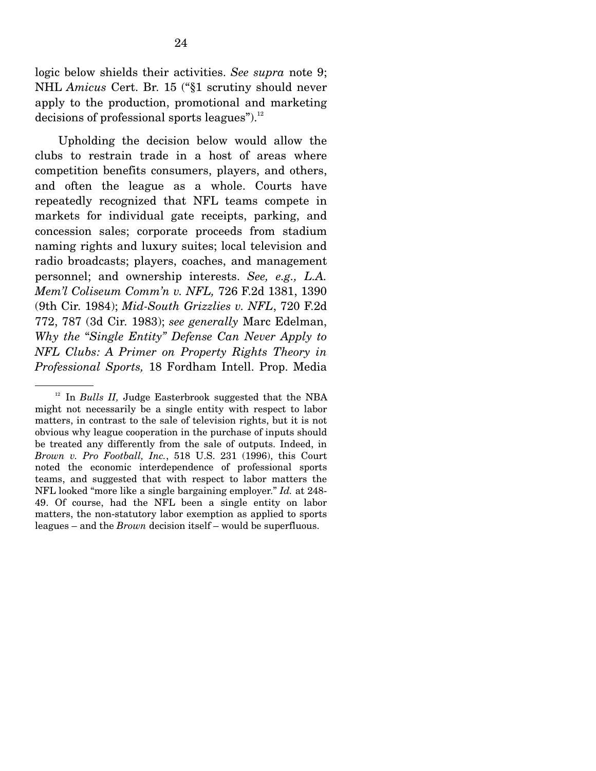logic below shields their activities. *See supra* note 9; NHL *Amicus* Cert. Br. 15 ("§1 scrutiny should never apply to the production, promotional and marketing decisions of professional sports leagues").[12]

Upholding the decision below would allow the clubs to restrain trade in a host of areas where competition benefits consumers, players, and others, and often the league as a whole. Courts have repeatedly recognized that NFL teams compete in markets for individual gate receipts, parking, and concession sales; corporate proceeds from stadium naming rights and luxury suites; local television and radio broadcasts; players, coaches, and management personnel; and ownership interests. *See, e.g., L.A. Mem'l Coliseum Comm'n v. NFL,* 726 F.2d 1381, 1390 (9th Cir. 1984); *Mid-South Grizzlies v. NFL*, 720 F.2d 772, 787 (3d Cir. 1983); *see generally* Marc Edelman, *Why the "Single Entity" Defense Can Never Apply to NFL Clubs: A Primer on Property Rights Theory in Professional Sports,* 18 Fordham Intell. Prop. Media

---

[12] In *Bulls II,* Judge Easterbrook suggested that the NBA might not necessarily be a single entity with respect to labor matters, in contrast to the sale of television rights, but it is not obvious why league cooperation in the purchase of inputs should be treated any differently from the sale of outputs. Indeed, in *Brown v. Pro Football, Inc.*, 518 U.S. 231 (1996), this Court noted the economic interdependence of professional sports teams, and suggested that with respect to labor matters the NFL looked "more like a single bargaining employer." *Id.* at 248-49. Of course, had the NFL been a single entity on labor matters, the non-statutory labor exemption as applied to sports leagues – and the *Brown* decision itself – would be superfluous.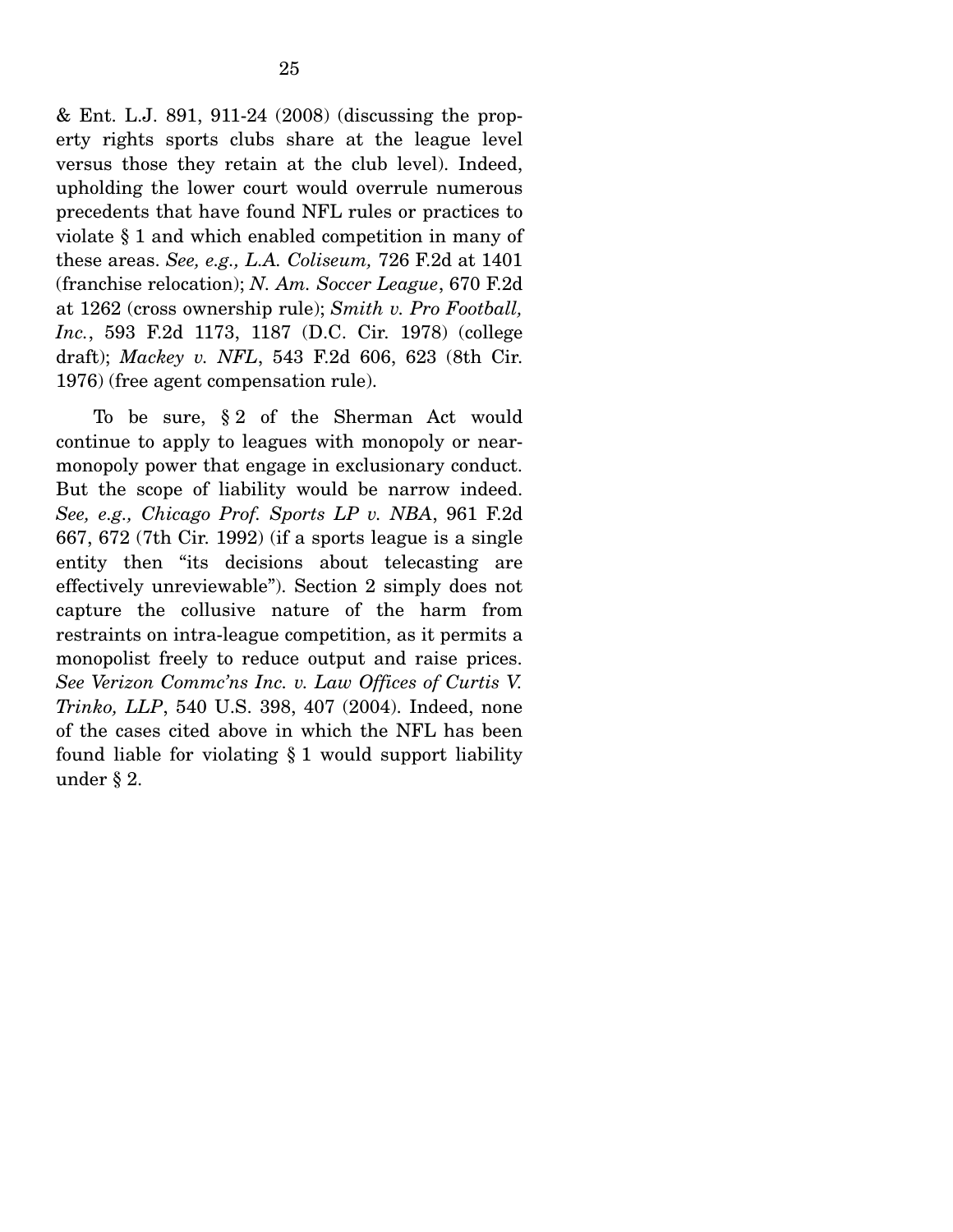& Ent. L.J. 891, 911-24 (2008) (discussing the property rights sports clubs share at the league level versus those they retain at the club level). Indeed, upholding the lower court would overrule numerous precedents that have found NFL rules or practices to violate § 1 and which enabled competition in many of these areas. *See, e.g., L.A. Coliseum,* 726 F.2d at 1401 (franchise relocation); *N. Am. Soccer League*, 670 F.2d at 1262 (cross ownership rule); *Smith v. Pro Football, Inc.*, 593 F.2d 1173, 1187 (D.C. Cir. 1978) (college draft); *Mackey v. NFL*, 543 F.2d 606, 623 (8th Cir. 1976) (free agent compensation rule).

To be sure, § 2 of the Sherman Act would continue to apply to leagues with monopoly or near-monopoly power that engage in exclusionary conduct. But the scope of liability would be narrow indeed. *See, e.g., Chicago Prof. Sports LP v. NBA*, 961 F.2d 667, 672 (7th Cir. 1992) (if a sports league is a single entity then "its decisions about telecasting are effectively unreviewable"). Section 2 simply does not capture the collusive nature of the harm from restraints on intra-league competition, as it permits a monopolist freely to reduce output and raise prices. *See Verizon Commc'ns Inc. v. Law Offices of Curtis V. Trinko, LLP*, 540 U.S. 398, 407 (2004). Indeed, none of the cases cited above in which the NFL has been found liable for violating § 1 would support liability under § 2.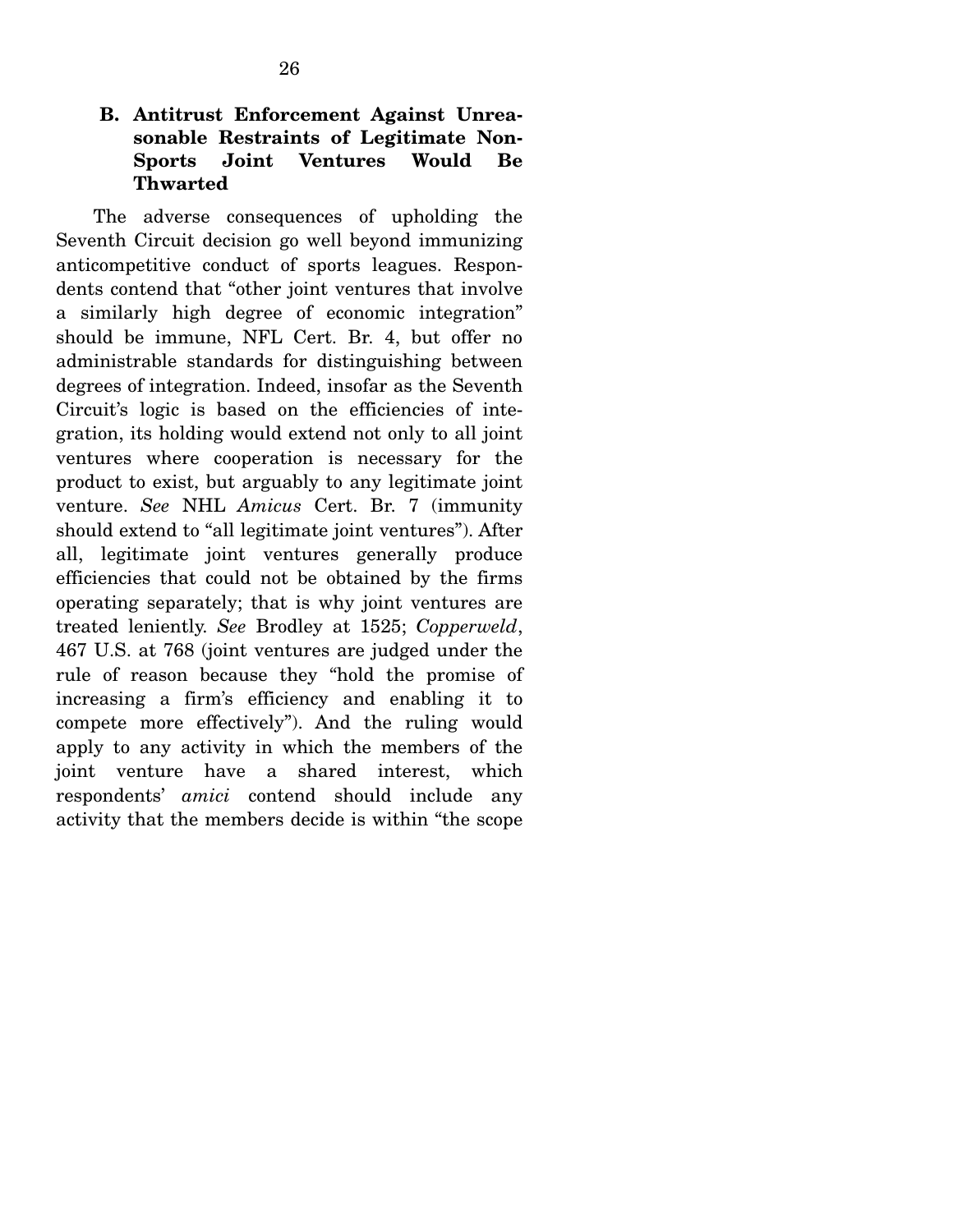### B. Antitrust Enforcement Against Unreasonable Restraints of Legitimate Non-Sports Joint Ventures Would Be Thwarted

The adverse consequences of upholding the Seventh Circuit decision go well beyond immunizing anticompetitive conduct of sports leagues. Respondents contend that "other joint ventures that involve a similarly high degree of economic integration" should be immune, NFL Cert. Br. 4, but offer no administrable standards for distinguishing between degrees of integration. Indeed, insofar as the Seventh Circuit's logic is based on the efficiencies of integration, its holding would extend not only to all joint ventures where cooperation is necessary for the product to exist, but arguably to any legitimate joint venture. *See* NHL *Amicus* Cert. Br. 7 (immunity should extend to "all legitimate joint ventures"). After all, legitimate joint ventures generally produce efficiencies that could not be obtained by the firms operating separately; that is why joint ventures are treated leniently. *See* Brodley at 1525; *Copperweld*, 467 U.S. at 768 (joint ventures are judged under the rule of reason because they "hold the promise of increasing a firm's efficiency and enabling it to compete more effectively"). And the ruling would apply to any activity in which the members of the joint venture have a shared interest, which respondents' *amici* contend should include any activity that the members decide is within "the scope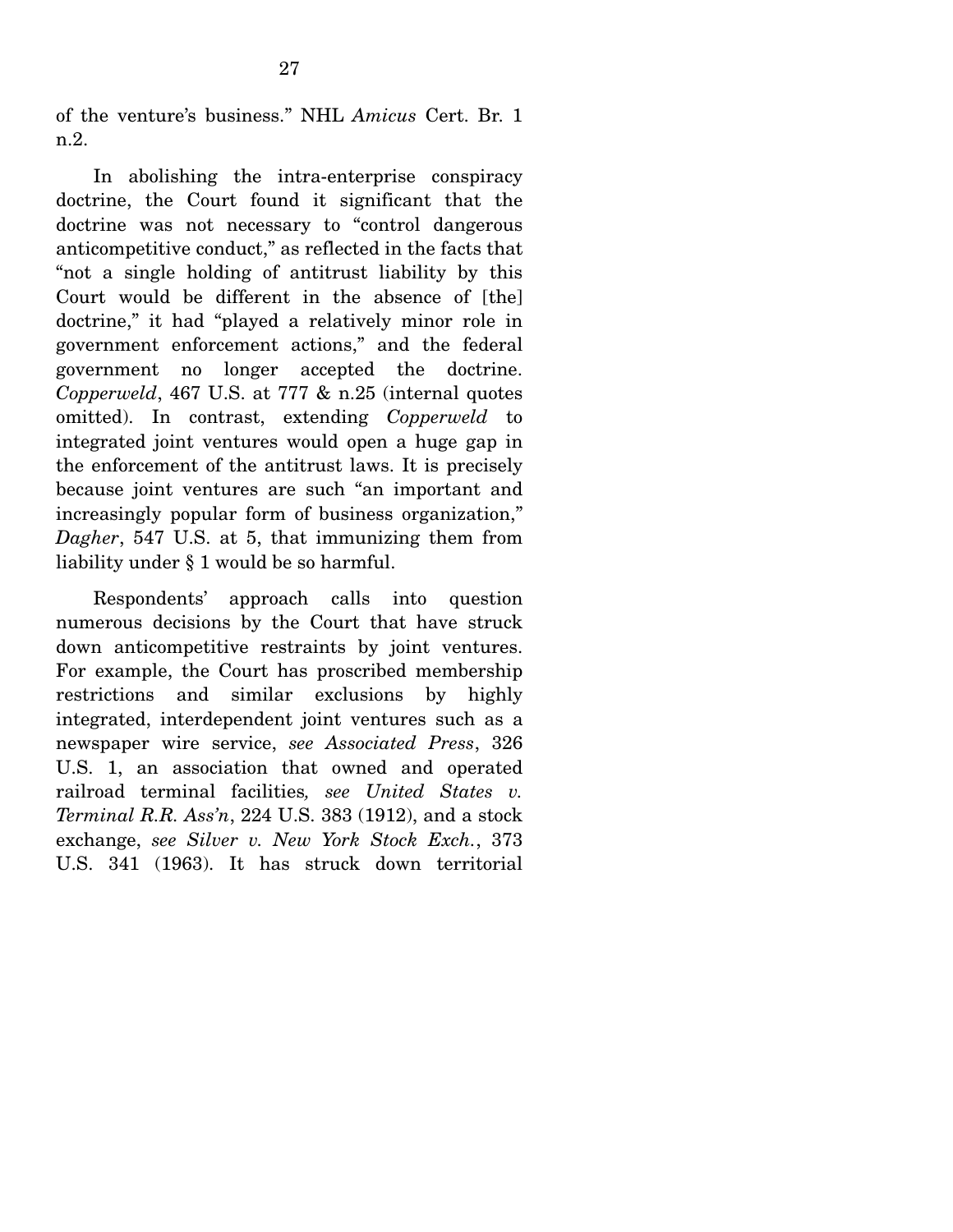of the venture's business." NHL *Amicus* Cert. Br. 1 n.2.

In abolishing the intra-enterprise conspiracy doctrine, the Court found it significant that the doctrine was not necessary to "control dangerous anticompetitive conduct," as reflected in the facts that "not a single holding of antitrust liability by this Court would be different in the absence of [the] doctrine," it had "played a relatively minor role in government enforcement actions," and the federal government no longer accepted the doctrine. *Copperweld*, 467 U.S. at 777 & n.25 (internal quotes omitted). In contrast, extending *Copperweld* to integrated joint ventures would open a huge gap in the enforcement of the antitrust laws. It is precisely because joint ventures are such "an important and increasingly popular form of business organization," *Dagher*, 547 U.S. at 5, that immunizing them from liability under § 1 would be so harmful.

Respondents' approach calls into question numerous decisions by the Court that have struck down anticompetitive restraints by joint ventures. For example, the Court has proscribed membership restrictions and similar exclusions by highly integrated, interdependent joint ventures such as a newspaper wire service, *see Associated Press*, 326 U.S. 1, an association that owned and operated railroad terminal facilities*, see United States v. Terminal R.R. Ass'n*, 224 U.S. 383 (1912), and a stock exchange, *see Silver v. New York Stock Exch.*, 373 U.S. 341 (1963). It has struck down territorial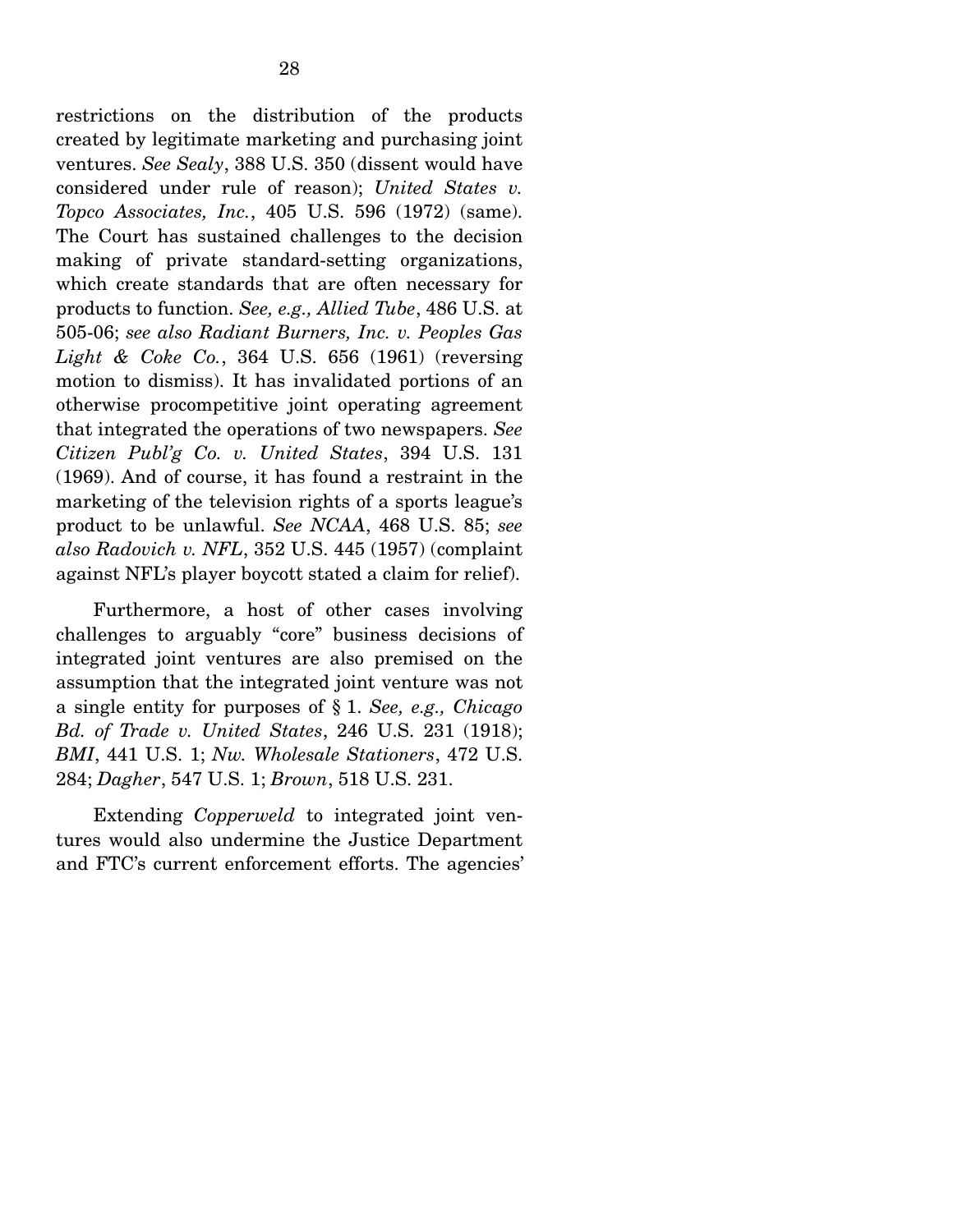restrictions on the distribution of the products created by legitimate marketing and purchasing joint ventures. *See Sealy*, 388 U.S. 350 (dissent would have considered under rule of reason); *United States v. Topco Associates, Inc.*, 405 U.S. 596 (1972) (same). The Court has sustained challenges to the decision making of private standard-setting organizations, which create standards that are often necessary for products to function. *See, e.g., Allied Tube*, 486 U.S. at 505-06; *see also Radiant Burners, Inc. v. Peoples Gas Light & Coke Co.*, 364 U.S. 656 (1961) (reversing motion to dismiss). It has invalidated portions of an otherwise procompetitive joint operating agreement that integrated the operations of two newspapers. *See Citizen Publ'g Co. v. United States*, 394 U.S. 131 (1969). And of course, it has found a restraint in the marketing of the television rights of a sports league's product to be unlawful. *See NCAA*, 468 U.S. 85; *see also Radovich v. NFL*, 352 U.S. 445 (1957) (complaint against NFL's player boycott stated a claim for relief).

Furthermore, a host of other cases involving challenges to arguably "core" business decisions of integrated joint ventures are also premised on the assumption that the integrated joint venture was not a single entity for purposes of § 1. *See, e.g., Chicago Bd. of Trade v. United States*, 246 U.S. 231 (1918); *BMI*, 441 U.S. 1; *Nw. Wholesale Stationers*, 472 U.S. 284; *Dagher*, 547 U.S. 1; *Brown*, 518 U.S. 231.

Extending *Copperweld* to integrated joint ventures would also undermine the Justice Department and FTC's current enforcement efforts. The agencies'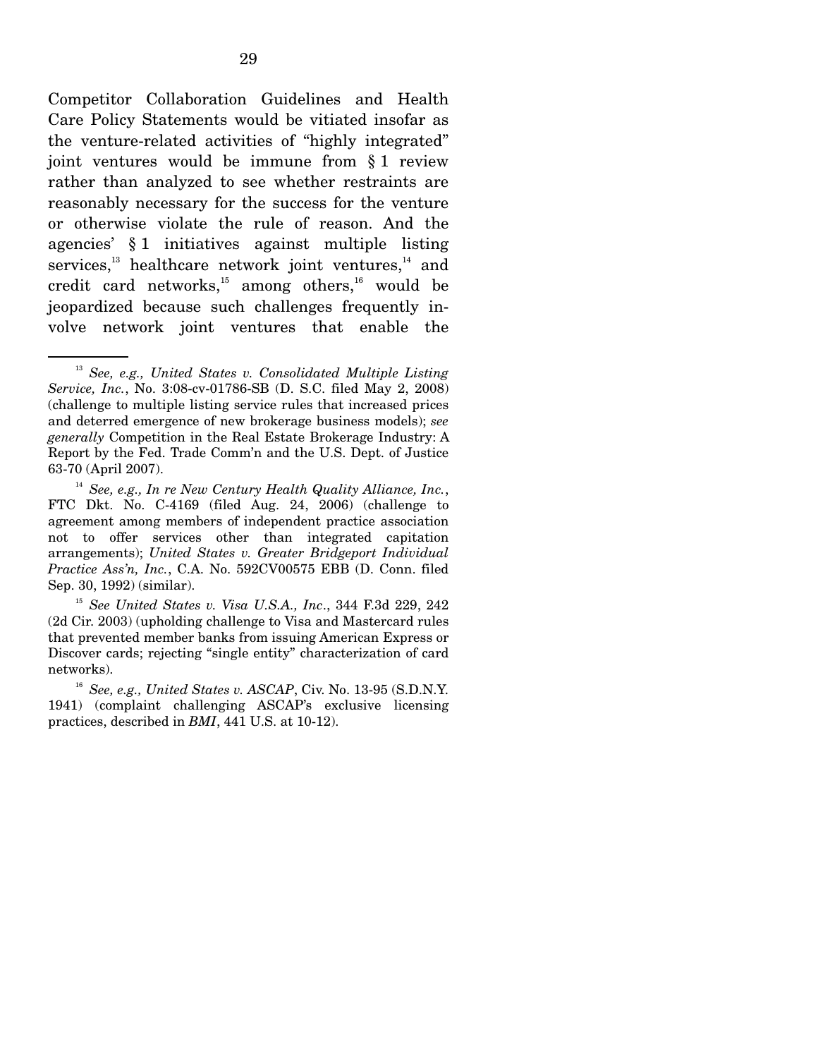Competitor Collaboration Guidelines and Health Care Policy Statements would be vitiated insofar as the venture-related activities of "highly integrated" joint ventures would be immune from § 1 review rather than analyzed to see whether restraints are reasonably necessary for the success for the venture or otherwise violate the rule of reason. And the agencies' § 1 initiatives against multiple listing services,[13] healthcare network joint ventures,[14] and credit card networks,[15] among others,[16] would be jeopardized because such challenges frequently involve network joint ventures that enable the

---

[13] *See, e.g., United States v. Consolidated Multiple Listing Service, Inc.*, No. 3:08-cv-01786-SB (D. S.C. filed May 2, 2008) (challenge to multiple listing service rules that increased prices and deterred emergence of new brokerage business models); *see generally* Competition in the Real Estate Brokerage Industry: A Report by the Fed. Trade Comm'n and the U.S. Dept. of Justice 63-70 (April 2007).

[14] *See, e.g., In re New Century Health Quality Alliance, Inc.*, FTC Dkt. No. C-4169 (filed Aug. 24, 2006) (challenge to agreement among members of independent practice association not to offer services other than integrated capitation arrangements); *United States v. Greater Bridgeport Individual Practice Ass'n, Inc.*, C.A. No. 592CV00575 EBB (D. Conn. filed Sep. 30, 1992) (similar).

[15] *See United States v. Visa U.S.A., Inc*., 344 F.3d 229, 242 (2d Cir. 2003) (upholding challenge to Visa and Mastercard rules that prevented member banks from issuing American Express or Discover cards; rejecting "single entity" characterization of card networks).

[16] *See, e.g., United States v. ASCAP*, Civ. No. 13-95 (S.D.N.Y. 1941) (complaint challenging ASCAP's exclusive licensing practices, described in *BMI*, 441 U.S. at 10-12).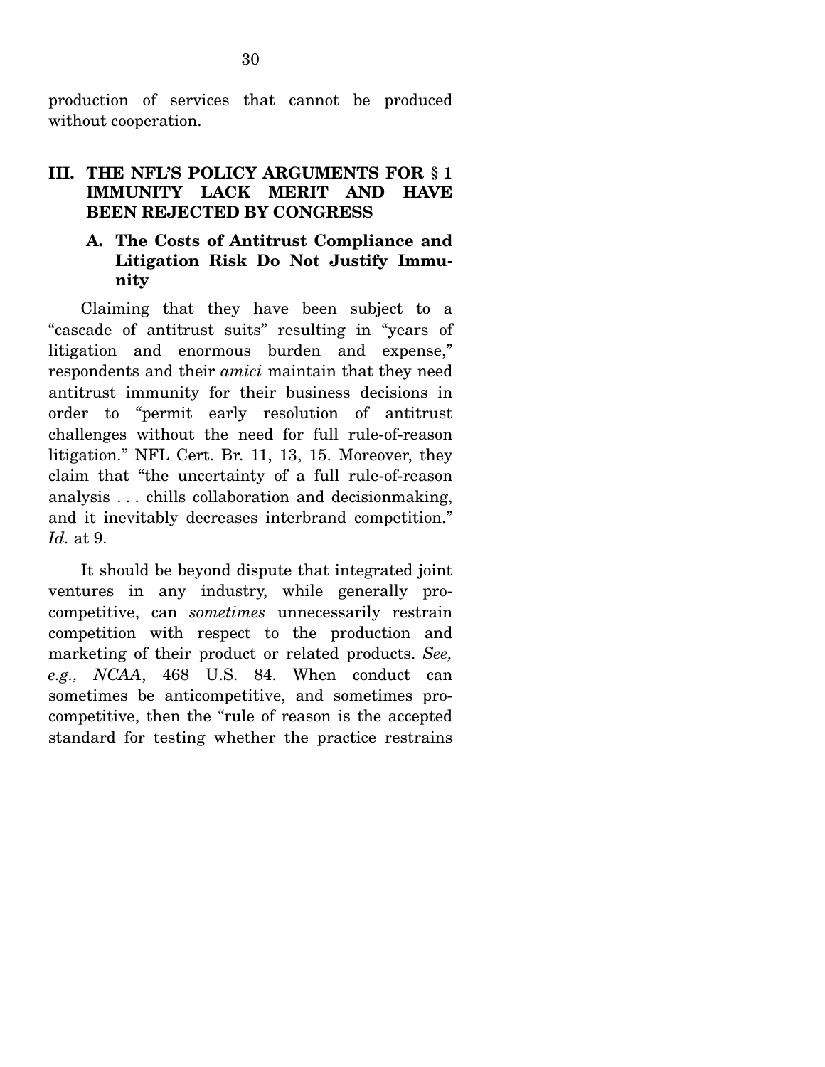production of services that cannot be produced without cooperation.

## III. THE NFL'S POLICY ARGUMENTS FOR § 1 IMMUNITY LACK MERIT AND HAVE BEEN REJECTED BY CONGRESS

### A. The Costs of Antitrust Compliance and Litigation Risk Do Not Justify Immunity

Claiming that they have been subject to a "cascade of antitrust suits" resulting in "years of litigation and enormous burden and expense," respondents and their *amici* maintain that they need antitrust immunity for their business decisions in order to "permit early resolution of antitrust challenges without the need for full rule-of-reason litigation." NFL Cert. Br. 11, 13, 15. Moreover, they claim that "the uncertainty of a full rule-of-reason analysis . . . chills collaboration and decisionmaking, and it inevitably decreases interbrand competition." *Id.* at 9.

It should be beyond dispute that integrated joint ventures in any industry, while generally pro-competitive, can *sometimes* unnecessarily restrain competition with respect to the production and marketing of their product or related products. *See, e.g., NCAA*, 468 U.S. 84. When conduct can sometimes be anticompetitive, and sometimes pro-competitive, then the "rule of reason is the accepted standard for testing whether the practice restrains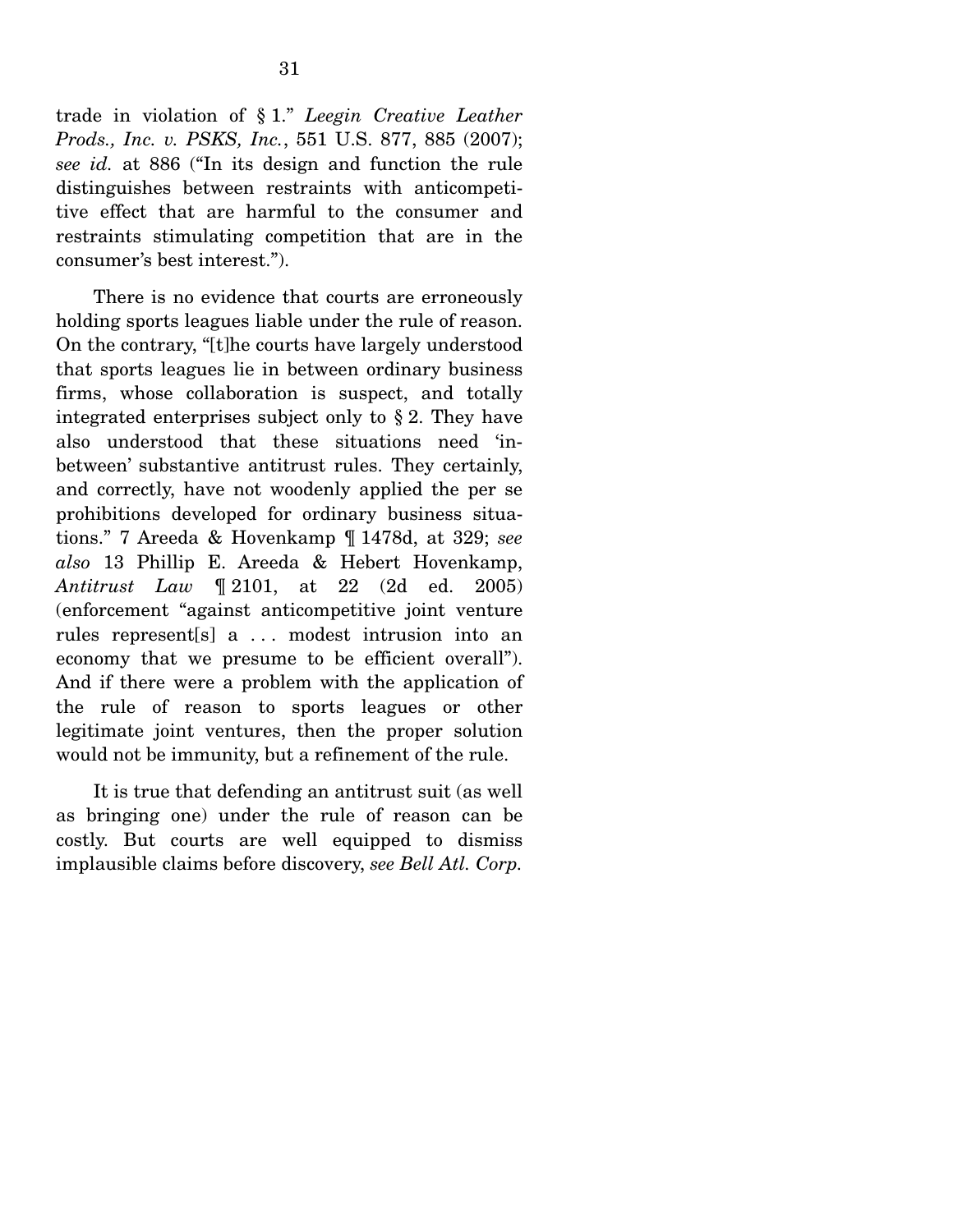trade in violation of § 1." *Leegin Creative Leather Prods., Inc. v. PSKS, Inc.*, 551 U.S. 877, 885 (2007); *see id.* at 886 ("In its design and function the rule distinguishes between restraints with anticompetitive effect that are harmful to the consumer and restraints stimulating competition that are in the consumer's best interest.").

There is no evidence that courts are erroneously holding sports leagues liable under the rule of reason. On the contrary, "[t]he courts have largely understood that sports leagues lie in between ordinary business firms, whose collaboration is suspect, and totally integrated enterprises subject only to § 2. They have also understood that these situations need 'in-between' substantive antitrust rules. They certainly, and correctly, have not woodenly applied the per se prohibitions developed for ordinary business situations." 7 Areeda & Hovenkamp ¶ 1478d, at 329; *see also* 13 Phillip E. Areeda & Hebert Hovenkamp, *Antitrust Law* ¶ 2101, at 22 (2d ed. 2005) (enforcement "against anticompetitive joint venture rules represent[s] a . . . modest intrusion into an economy that we presume to be efficient overall"). And if there were a problem with the application of the rule of reason to sports leagues or other legitimate joint ventures, then the proper solution would not be immunity, but a refinement of the rule.

It is true that defending an antitrust suit (as well as bringing one) under the rule of reason can be costly. But courts are well equipped to dismiss implausible claims before discovery, *see Bell Atl. Corp.*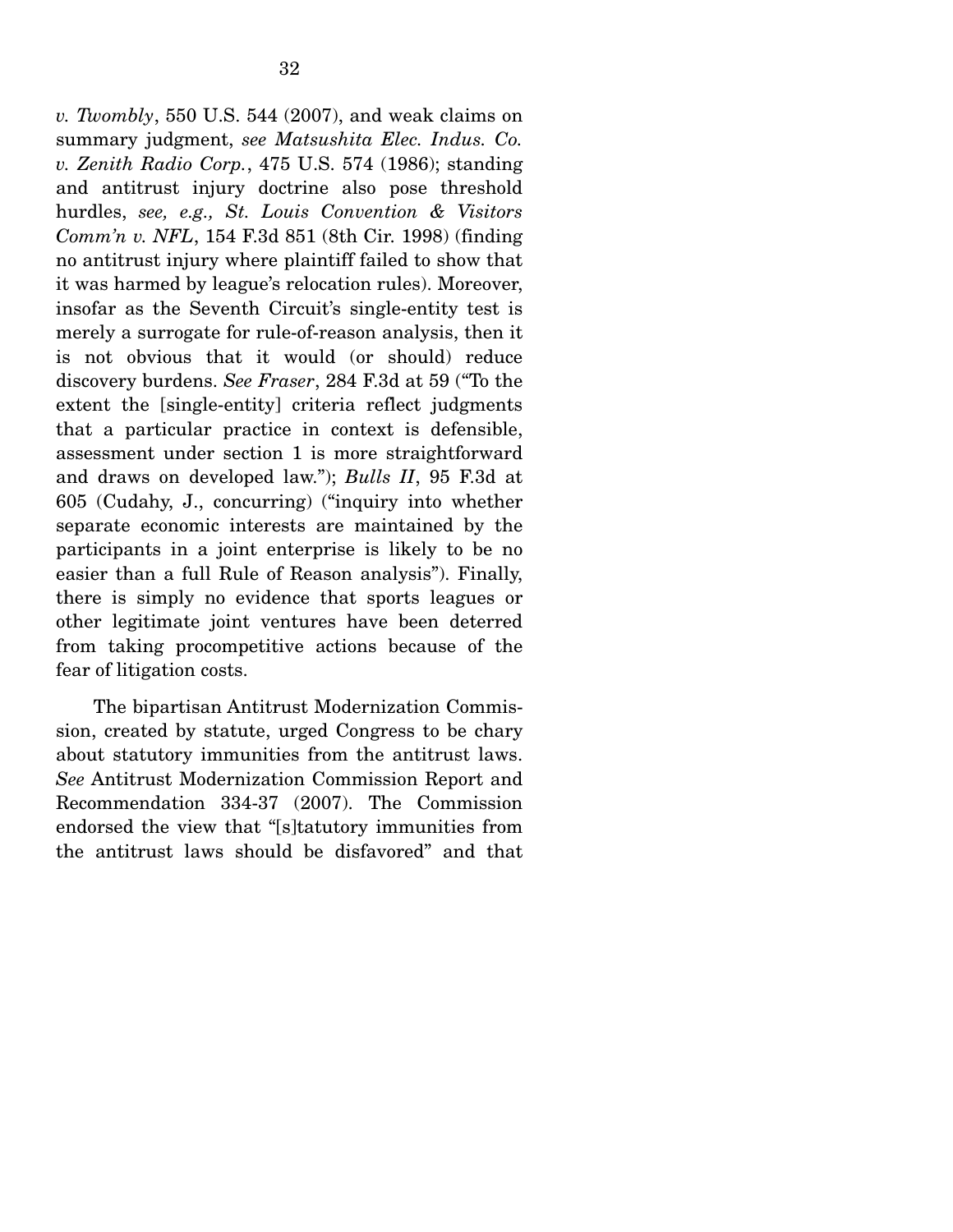*v. Twombly*, 550 U.S. 544 (2007), and weak claims on summary judgment, *see Matsushita Elec. Indus. Co. v. Zenith Radio Corp.*, 475 U.S. 574 (1986); standing and antitrust injury doctrine also pose threshold hurdles, *see, e.g., St. Louis Convention & Visitors Comm'n v. NFL*, 154 F.3d 851 (8th Cir. 1998) (finding no antitrust injury where plaintiff failed to show that it was harmed by league's relocation rules). Moreover, insofar as the Seventh Circuit's single-entity test is merely a surrogate for rule-of-reason analysis, then it is not obvious that it would (or should) reduce discovery burdens. *See Fraser*, 284 F.3d at 59 ("To the extent the [single-entity] criteria reflect judgments that a particular practice in context is defensible, assessment under section 1 is more straightforward and draws on developed law."); *Bulls II*, 95 F.3d at 605 (Cudahy, J., concurring) ("inquiry into whether separate economic interests are maintained by the participants in a joint enterprise is likely to be no easier than a full Rule of Reason analysis"). Finally, there is simply no evidence that sports leagues or other legitimate joint ventures have been deterred from taking procompetitive actions because of the fear of litigation costs.

The bipartisan Antitrust Modernization Commission, created by statute, urged Congress to be chary about statutory immunities from the antitrust laws. *See* Antitrust Modernization Commission Report and Recommendation 334-37 (2007). The Commission endorsed the view that "[s]tatutory immunities from the antitrust laws should be disfavored" and that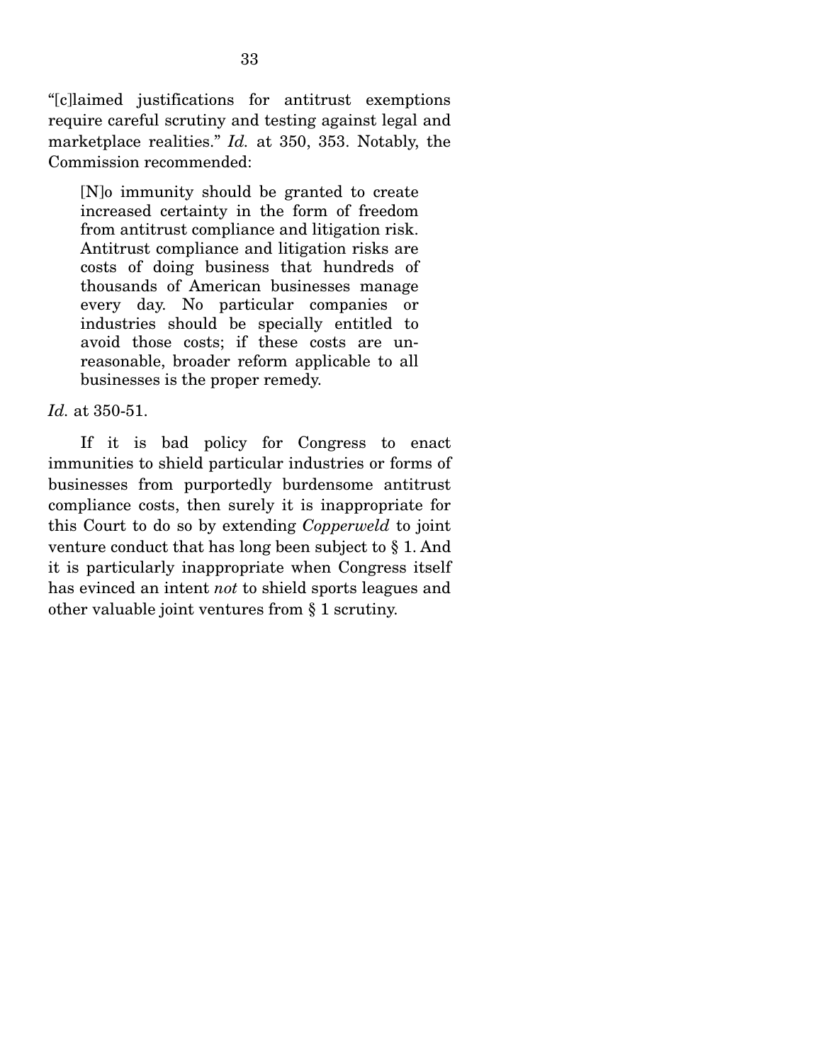"[c]laimed justifications for antitrust exemptions require careful scrutiny and testing against legal and marketplace realities." *Id.* at 350, 353. Notably, the Commission recommended:

> [N]o immunity should be granted to create increased certainty in the form of freedom from antitrust compliance and litigation risk. Antitrust compliance and litigation risks are costs of doing business that hundreds of thousands of American businesses manage every day. No particular companies or industries should be specially entitled to avoid those costs; if these costs are unreasonable, broader reform applicable to all businesses is the proper remedy.

*Id.* at 350-51.

If it is bad policy for Congress to enact immunities to shield particular industries or forms of businesses from purportedly burdensome antitrust compliance costs, then surely it is inappropriate for this Court to do so by extending *Copperweld* to joint venture conduct that has long been subject to § 1. And it is particularly inappropriate when Congress itself has evinced an intent *not* to shield sports leagues and other valuable joint ventures from § 1 scrutiny.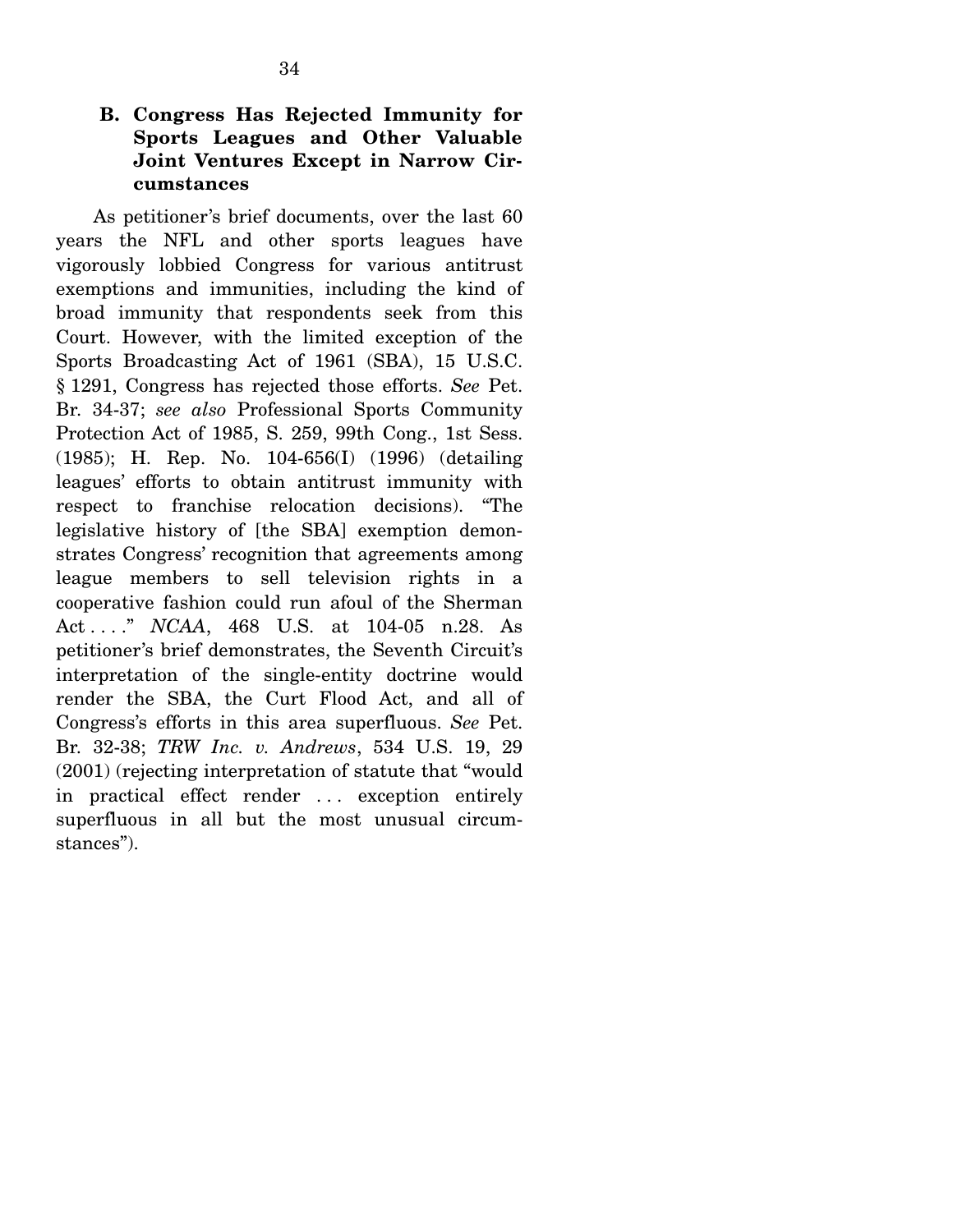### B. Congress Has Rejected Immunity for Sports Leagues and Other Valuable Joint Ventures Except in Narrow Circumstances

As petitioner's brief documents, over the last 60 years the NFL and other sports leagues have vigorously lobbied Congress for various antitrust exemptions and immunities, including the kind of broad immunity that respondents seek from this Court. However, with the limited exception of the Sports Broadcasting Act of 1961 (SBA), 15 U.S.C. § 1291, Congress has rejected those efforts. *See* Pet. Br. 34-37; *see also* Professional Sports Community Protection Act of 1985, S. 259, 99th Cong., 1st Sess. (1985); H. Rep. No. 104-656(I) (1996) (detailing leagues' efforts to obtain antitrust immunity with respect to franchise relocation decisions). "The legislative history of [the SBA] exemption demonstrates Congress' recognition that agreements among league members to sell television rights in a cooperative fashion could run afoul of the Sherman Act . . . ." *NCAA*, 468 U.S. at 104-05 n.28. As petitioner's brief demonstrates, the Seventh Circuit's interpretation of the single-entity doctrine would render the SBA, the Curt Flood Act, and all of Congress's efforts in this area superfluous. *See* Pet. Br. 32-38; *TRW Inc. v. Andrews*, 534 U.S. 19, 29 (2001) (rejecting interpretation of statute that "would in practical effect render . . . exception entirely superfluous in all but the most unusual circumstances").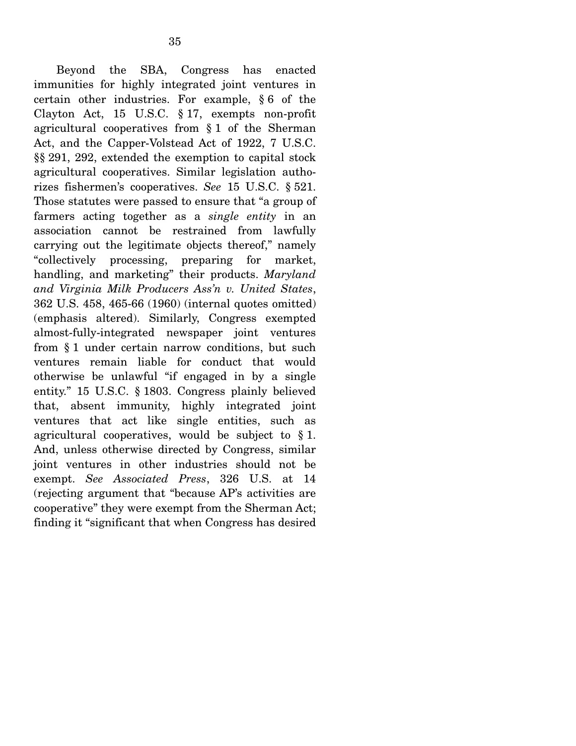Beyond the SBA, Congress has enacted immunities for highly integrated joint ventures in certain other industries. For example, § 6 of the Clayton Act, 15 U.S.C. § 17, exempts non-profit agricultural cooperatives from § 1 of the Sherman Act, and the Capper-Volstead Act of 1922, 7 U.S.C. §§ 291, 292, extended the exemption to capital stock agricultural cooperatives. Similar legislation authorizes fishermen's cooperatives. *See* 15 U.S.C. § 521. Those statutes were passed to ensure that "a group of farmers acting together as a *single entity* in an association cannot be restrained from lawfully carrying out the legitimate objects thereof," namely "collectively processing, preparing for market, handling, and marketing" their products. *Maryland and Virginia Milk Producers Ass'n v. United States*, 362 U.S. 458, 465-66 (1960) (internal quotes omitted) (emphasis altered). Similarly, Congress exempted almost-fully-integrated newspaper joint ventures from § 1 under certain narrow conditions, but such ventures remain liable for conduct that would otherwise be unlawful "if engaged in by a single entity." 15 U.S.C. § 1803. Congress plainly believed that, absent immunity, highly integrated joint ventures that act like single entities, such as agricultural cooperatives, would be subject to § 1. And, unless otherwise directed by Congress, similar joint ventures in other industries should not be exempt. *See Associated Press*, 326 U.S. at 14 (rejecting argument that "because AP's activities are cooperative" they were exempt from the Sherman Act; finding it "significant that when Congress has desired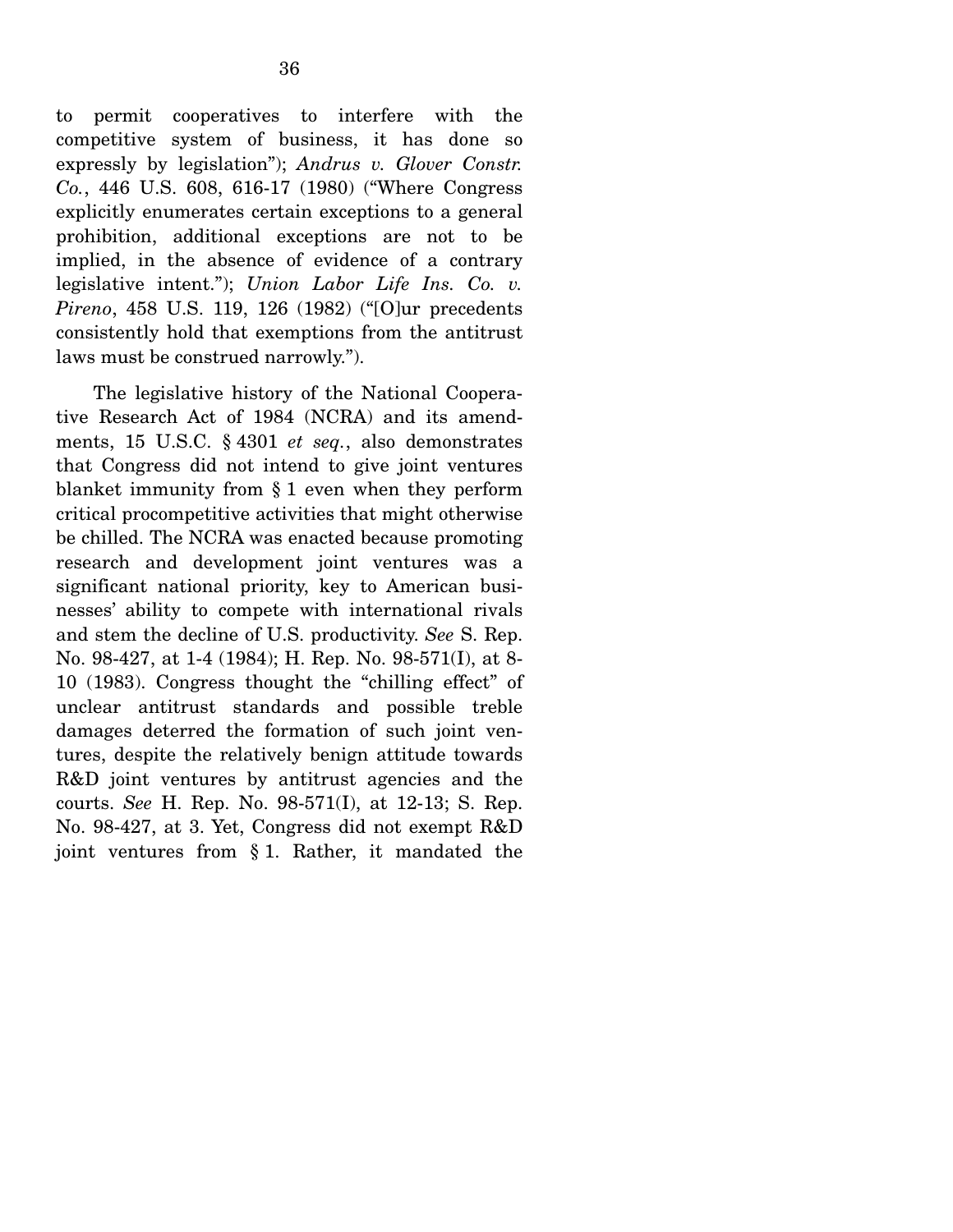to permit cooperatives to interfere with the competitive system of business, it has done so expressly by legislation"); *Andrus v. Glover Constr. Co.*, 446 U.S. 608, 616-17 (1980) ("Where Congress explicitly enumerates certain exceptions to a general prohibition, additional exceptions are not to be implied, in the absence of evidence of a contrary legislative intent."); *Union Labor Life Ins. Co. v. Pireno*, 458 U.S. 119, 126 (1982) ("[O]ur precedents consistently hold that exemptions from the antitrust laws must be construed narrowly.").

The legislative history of the National Cooperative Research Act of 1984 (NCRA) and its amendments, 15 U.S.C. § 4301 *et seq.*, also demonstrates that Congress did not intend to give joint ventures blanket immunity from § 1 even when they perform critical procompetitive activities that might otherwise be chilled. The NCRA was enacted because promoting research and development joint ventures was a significant national priority, key to American businesses' ability to compete with international rivals and stem the decline of U.S. productivity. *See* S. Rep. No. 98-427, at 1-4 (1984); H. Rep. No. 98-571(I), at 8-10 (1983). Congress thought the "chilling effect" of unclear antitrust standards and possible treble damages deterred the formation of such joint ventures, despite the relatively benign attitude towards R&D joint ventures by antitrust agencies and the courts. *See* H. Rep. No. 98-571(I), at 12-13; S. Rep. No. 98-427, at 3. Yet, Congress did not exempt R&D joint ventures from § 1. Rather, it mandated the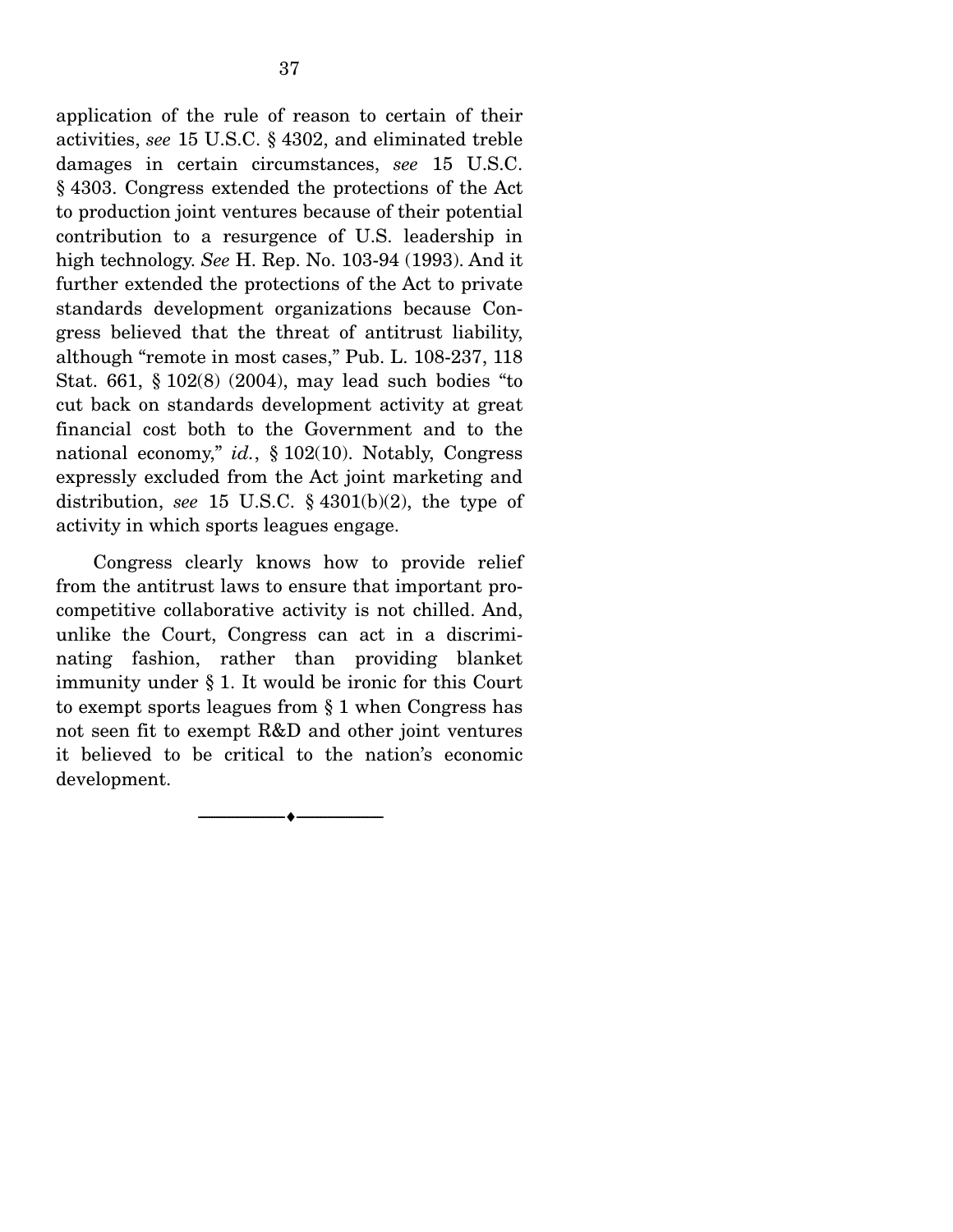application of the rule of reason to certain of their activities, *see* 15 U.S.C. § 4302, and eliminated treble damages in certain circumstances, *see* 15 U.S.C. § 4303. Congress extended the protections of the Act to production joint ventures because of their potential contribution to a resurgence of U.S. leadership in high technology. *See* H. Rep. No. 103-94 (1993). And it further extended the protections of the Act to private standards development organizations because Congress believed that the threat of antitrust liability, although "remote in most cases," Pub. L. 108-237, 118 Stat. 661, § 102(8) (2004), may lead such bodies "to cut back on standards development activity at great financial cost both to the Government and to the national economy," *id.*, § 102(10). Notably, Congress expressly excluded from the Act joint marketing and distribution, *see* 15 U.S.C. § 4301(b)(2), the type of activity in which sports leagues engage.

Congress clearly knows how to provide relief from the antitrust laws to ensure that important pro-competitive collaborative activity is not chilled. And, unlike the Court, Congress can act in a discriminating fashion, rather than providing blanket immunity under § 1. It would be ironic for this Court to exempt sports leagues from § 1 when Congress has not seen fit to exempt R&D and other joint ventures it believed to be critical to the nation's economic development.

---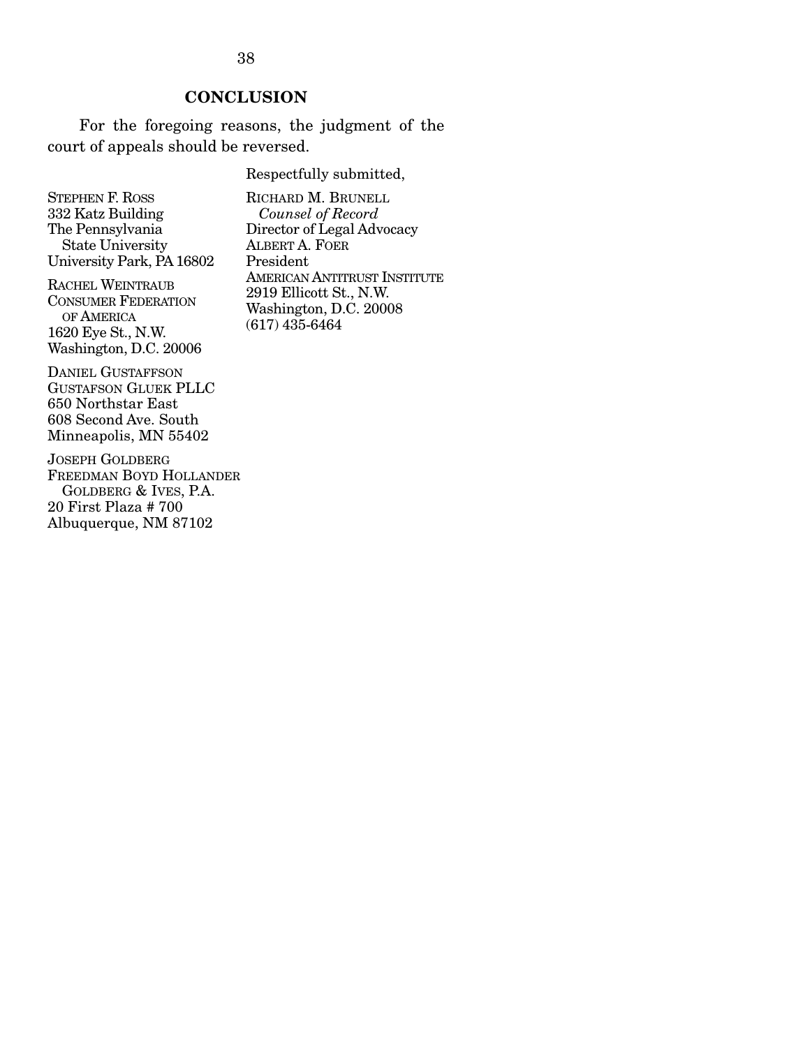## CONCLUSION

For the foregoing reasons, the judgment of the court of appeals should be reversed.

Respectfully submitted,

RICHARD M. BRUNELL
*Counsel of Record*
Director of Legal Advocacy
ALBERT A. FOER
President
AMERICAN ANTITRUST INSTITUTE
2919 Ellicott St., N.W.
Washington, D.C. 20008
(617) 435-6464

STEPHEN F. ROSS
332 Katz Building
The Pennsylvania State University
University Park, PA 16802

RACHEL WEINTRAUB
CONSUMER FEDERATION OF AMERICA
1620 Eye St., N.W.
Washington, D.C. 20006

DANIEL GUSTAFFSON
GUSTAFSON GLUEK PLLC
650 Northstar East
608 Second Ave. South
Minneapolis, MN 55402

JOSEPH GOLDBERG
FREEDMAN BOYD HOLLANDER GOLDBERG & IVES, P.A.
20 First Plaza # 700
Albuquerque, NM 87102